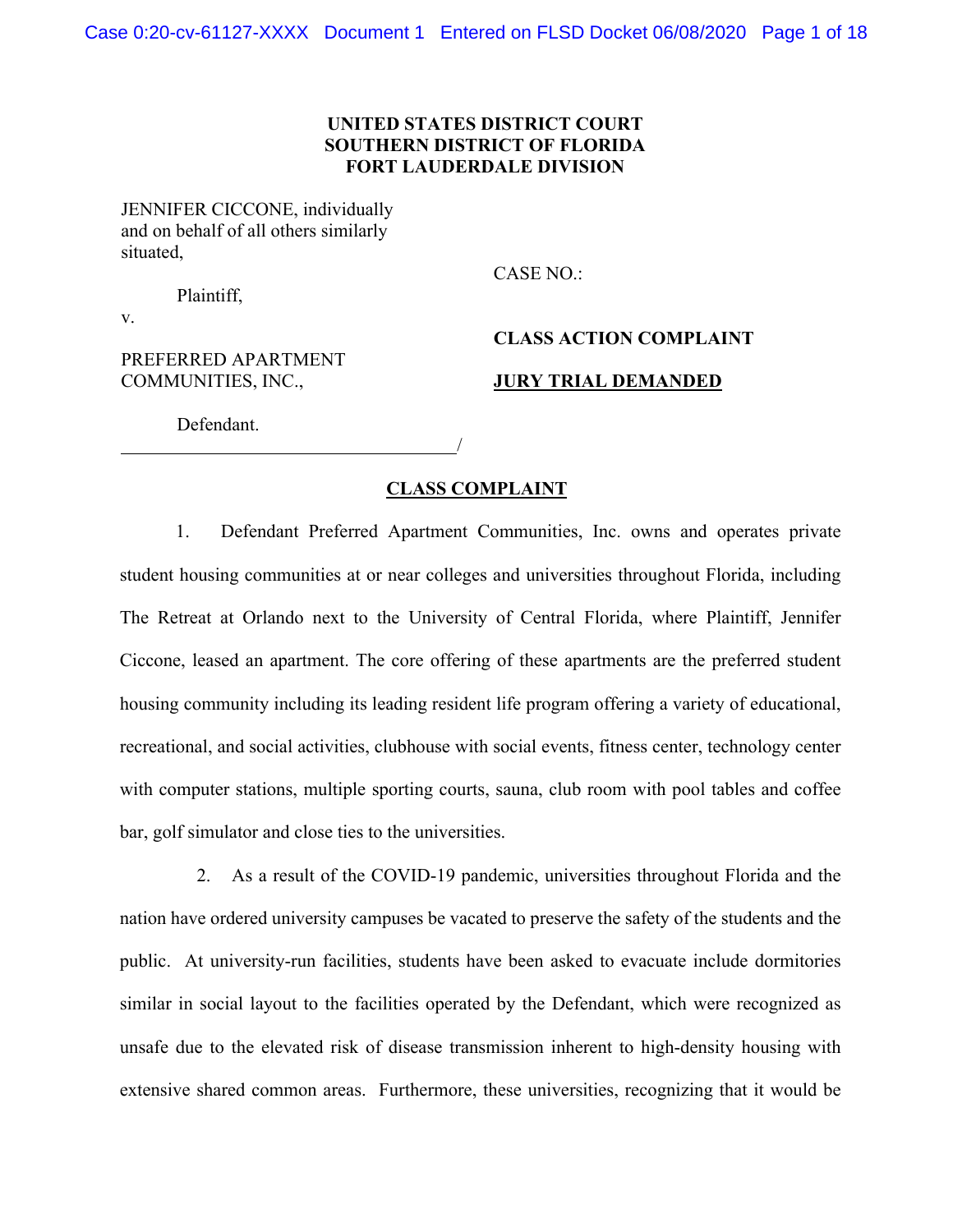**UNITED STATES DISTRICT COURT**
**SOUTHERN DISTRICT OF FLORIDA**
**FORT LAUDERDALE DIVISION**

JENNIFER CICCONE, individually and on behalf of all others similarly situated,

Plaintiff,

v.

PREFERRED APARTMENT COMMUNITIES, INC.,

Defendant.
_____________________________________/

CASE NO.:

**CLASS ACTION COMPLAINT**

**JURY TRIAL DEMANDED**

## CLASS COMPLAINT

1. Defendant Preferred Apartment Communities, Inc. owns and operates private student housing communities at or near colleges and universities throughout Florida, including The Retreat at Orlando next to the University of Central Florida, where Plaintiff, Jennifer Ciccone, leased an apartment. The core offering of these apartments are the preferred student housing community including its leading resident life program offering a variety of educational, recreational, and social activities, clubhouse with social events, fitness center, technology center with computer stations, multiple sporting courts, sauna, club room with pool tables and coffee bar, golf simulator and close ties to the universities.

2. As a result of the COVID-19 pandemic, universities throughout Florida and the nation have ordered university campuses be vacated to preserve the safety of the students and the public. At university-run facilities, students have been asked to evacuate include dormitories similar in social layout to the facilities operated by the Defendant, which were recognized as unsafe due to the elevated risk of disease transmission inherent to high-density housing with extensive shared common areas. Furthermore, these universities, recognizing that it would be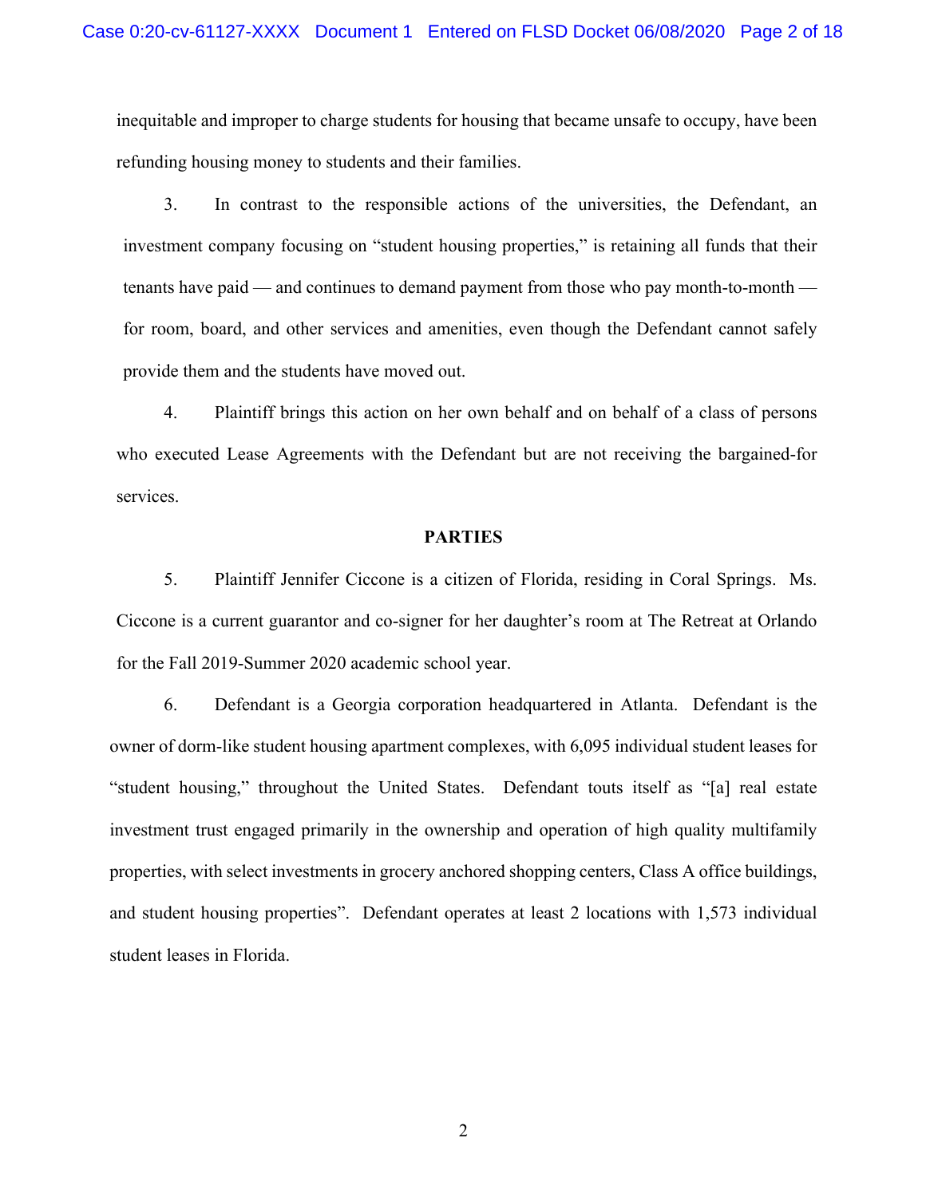inequitable and improper to charge students for housing that became unsafe to occupy, have been refunding housing money to students and their families.

3. In contrast to the responsible actions of the universities, the Defendant, an investment company focusing on "student housing properties," is retaining all funds that their tenants have paid — and continues to demand payment from those who pay month-to-month — for room, board, and other services and amenities, even though the Defendant cannot safely provide them and the students have moved out.

4. Plaintiff brings this action on her own behalf and on behalf of a class of persons who executed Lease Agreements with the Defendant but are not receiving the bargained-for services.

## PARTIES

5. Plaintiff Jennifer Ciccone is a citizen of Florida, residing in Coral Springs. Ms. Ciccone is a current guarantor and co-signer for her daughter's room at The Retreat at Orlando for the Fall 2019-Summer 2020 academic school year.

6. Defendant is a Georgia corporation headquartered in Atlanta. Defendant is the owner of dorm-like student housing apartment complexes, with 6,095 individual student leases for "student housing," throughout the United States. Defendant touts itself as "[a] real estate investment trust engaged primarily in the ownership and operation of high quality multifamily properties, with select investments in grocery anchored shopping centers, Class A office buildings, and student housing properties". Defendant operates at least 2 locations with 1,573 individual student leases in Florida.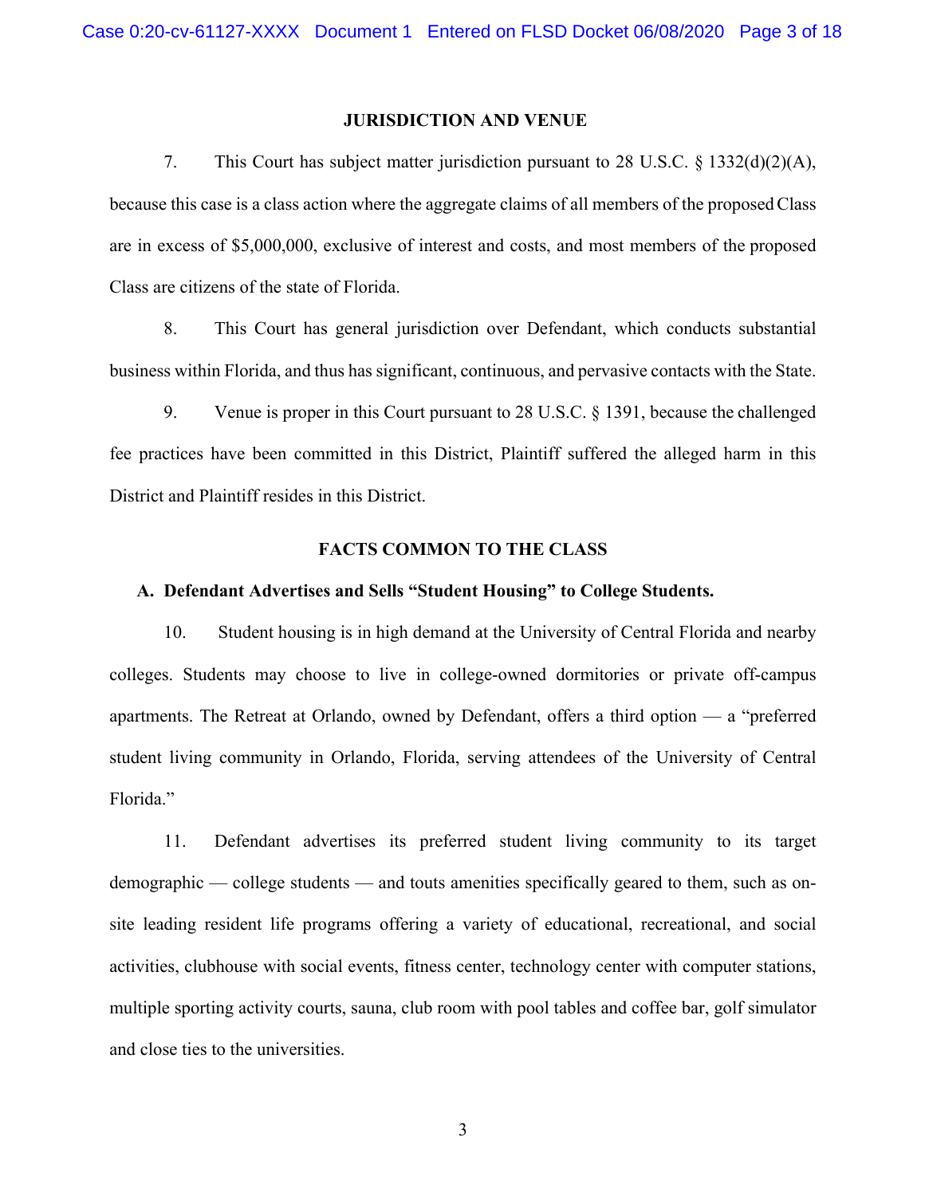## JURISDICTION AND VENUE

7. This Court has subject matter jurisdiction pursuant to 28 U.S.C. § 1332(d)(2)(A), because this case is a class action where the aggregate claims of all members of the proposed Class are in excess of $5,000,000, exclusive of interest and costs, and most members of the proposed Class are citizens of the state of Florida.

8. This Court has general jurisdiction over Defendant, which conducts substantial business within Florida, and thus has significant, continuous, and pervasive contacts with the State.

9. Venue is proper in this Court pursuant to 28 U.S.C. § 1391, because the challenged fee practices have been committed in this District, Plaintiff suffered the alleged harm in this District and Plaintiff resides in this District.

## FACTS COMMON TO THE CLASS

### A. Defendant Advertises and Sells "Student Housing" to College Students.

10. Student housing is in high demand at the University of Central Florida and nearby colleges. Students may choose to live in college-owned dormitories or private off-campus apartments. The Retreat at Orlando, owned by Defendant, offers a third option — a "preferred student living community in Orlando, Florida, serving attendees of the University of Central Florida."

11. Defendant advertises its preferred student living community to its target demographic — college students — and touts amenities specifically geared to them, such as on-site leading resident life programs offering a variety of educational, recreational, and social activities, clubhouse with social events, fitness center, technology center with computer stations, multiple sporting activity courts, sauna, club room with pool tables and coffee bar, golf simulator and close ties to the universities.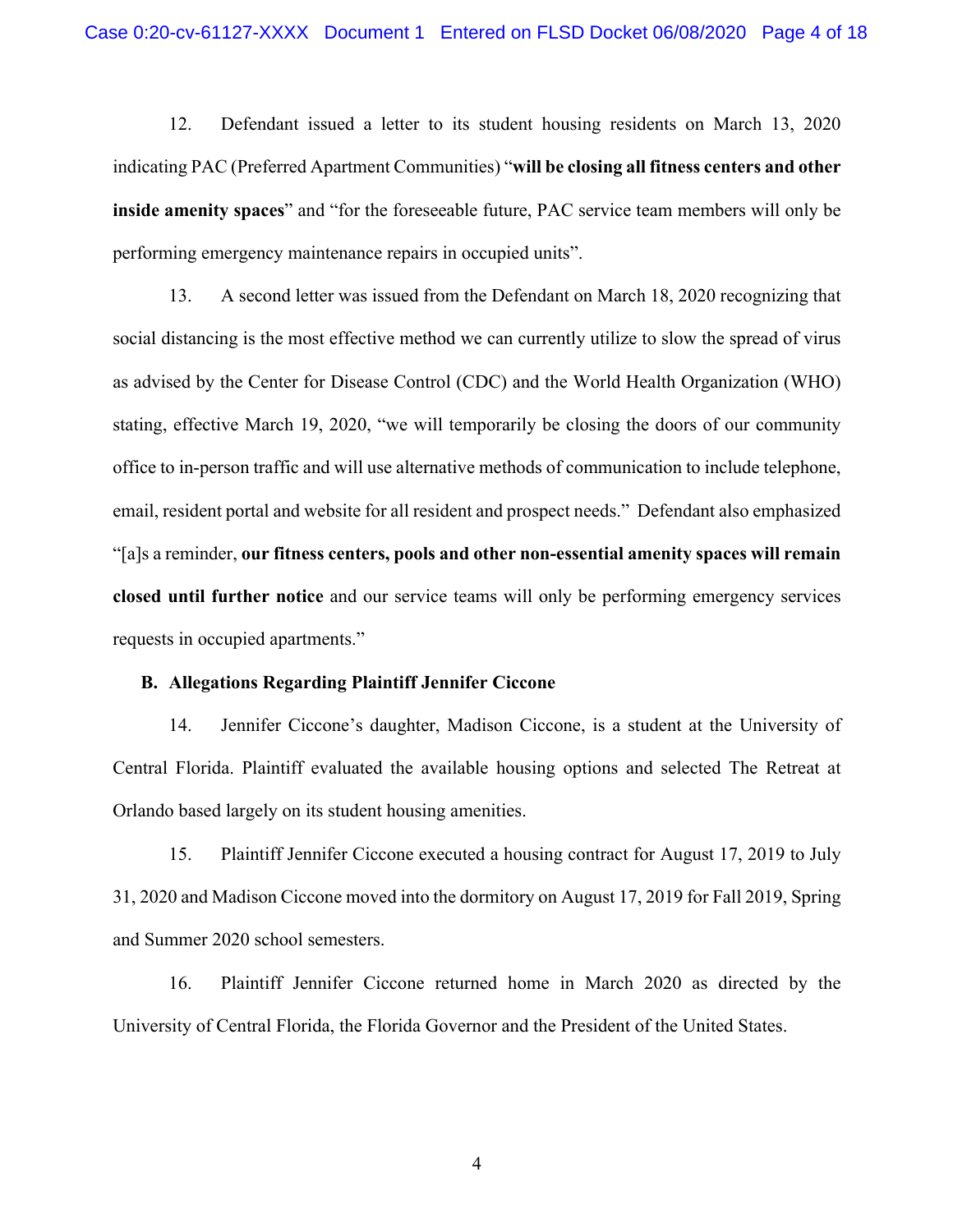12. Defendant issued a letter to its student housing residents on March 13, 2020 indicating PAC (Preferred Apartment Communities) "**will be closing all fitness centers and other inside amenity spaces**" and "for the foreseeable future, PAC service team members will only be performing emergency maintenance repairs in occupied units".

13. A second letter was issued from the Defendant on March 18, 2020 recognizing that social distancing is the most effective method we can currently utilize to slow the spread of virus as advised by the Center for Disease Control (CDC) and the World Health Organization (WHO) stating, effective March 19, 2020, "we will temporarily be closing the doors of our community office to in-person traffic and will use alternative methods of communication to include telephone, email, resident portal and website for all resident and prospect needs." Defendant also emphasized "[a]s a reminder, **our fitness centers, pools and other non-essential amenity spaces will remain closed until further notice** and our service teams will only be performing emergency services requests in occupied apartments."

**B. Allegations Regarding Plaintiff Jennifer Ciccone**

14. Jennifer Ciccone's daughter, Madison Ciccone, is a student at the University of Central Florida. Plaintiff evaluated the available housing options and selected The Retreat at Orlando based largely on its student housing amenities.

15. Plaintiff Jennifer Ciccone executed a housing contract for August 17, 2019 to July 31, 2020 and Madison Ciccone moved into the dormitory on August 17, 2019 for Fall 2019, Spring and Summer 2020 school semesters.

16. Plaintiff Jennifer Ciccone returned home in March 2020 as directed by the University of Central Florida, the Florida Governor and the President of the United States.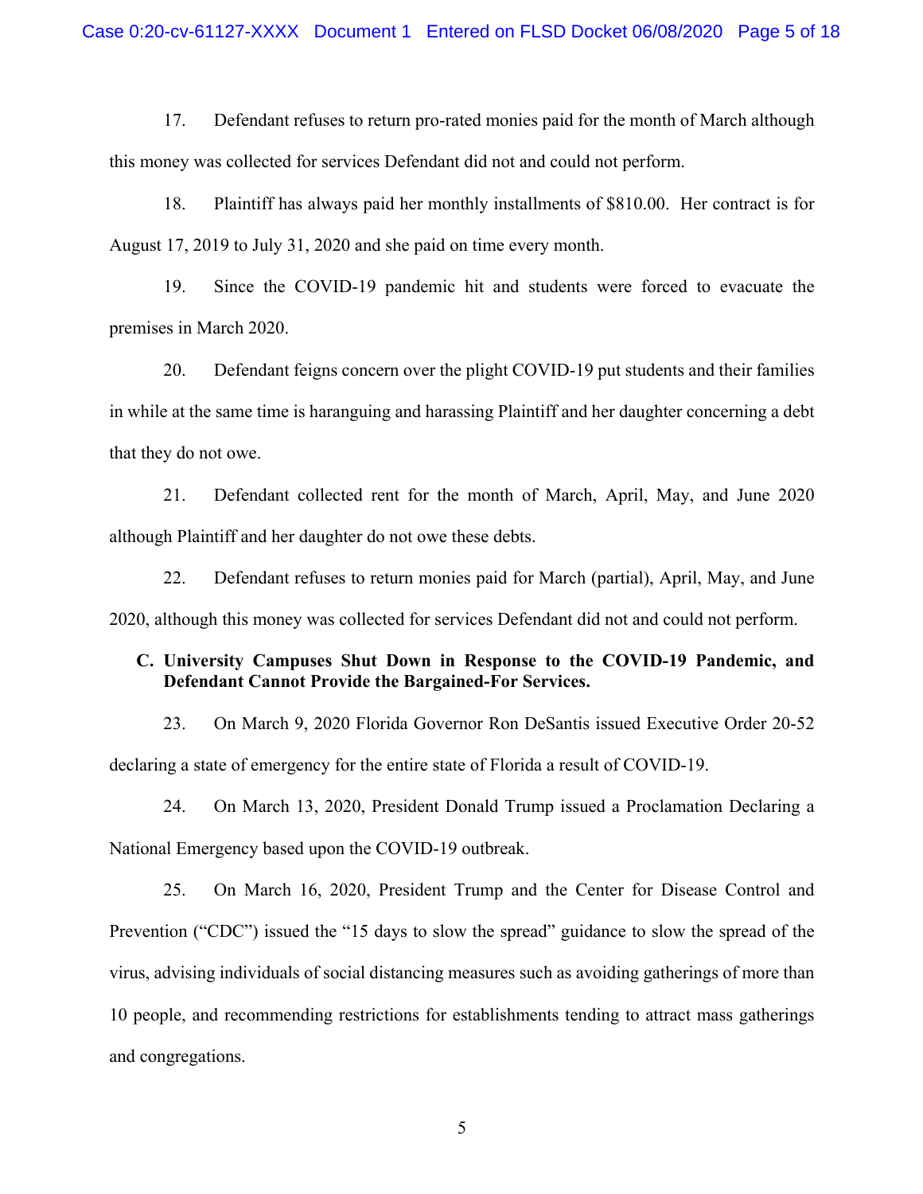17. Defendant refuses to return pro-rated monies paid for the month of March although this money was collected for services Defendant did not and could not perform.

18. Plaintiff has always paid her monthly installments of $810.00. Her contract is for August 17, 2019 to July 31, 2020 and she paid on time every month.

19. Since the COVID-19 pandemic hit and students were forced to evacuate the premises in March 2020.

20. Defendant feigns concern over the plight COVID-19 put students and their families in while at the same time is haranguing and harassing Plaintiff and her daughter concerning a debt that they do not owe.

21. Defendant collected rent for the month of March, April, May, and June 2020 although Plaintiff and her daughter do not owe these debts.

22. Defendant refuses to return monies paid for March (partial), April, May, and June 2020, although this money was collected for services Defendant did not and could not perform.

**C. University Campuses Shut Down in Response to the COVID-19 Pandemic, and Defendant Cannot Provide the Bargained-For Services.**

23. On March 9, 2020 Florida Governor Ron DeSantis issued Executive Order 20-52 declaring a state of emergency for the entire state of Florida a result of COVID-19.

24. On March 13, 2020, President Donald Trump issued a Proclamation Declaring a National Emergency based upon the COVID-19 outbreak.

25. On March 16, 2020, President Trump and the Center for Disease Control and Prevention ("CDC") issued the "15 days to slow the spread" guidance to slow the spread of the virus, advising individuals of social distancing measures such as avoiding gatherings of more than 10 people, and recommending restrictions for establishments tending to attract mass gatherings and congregations.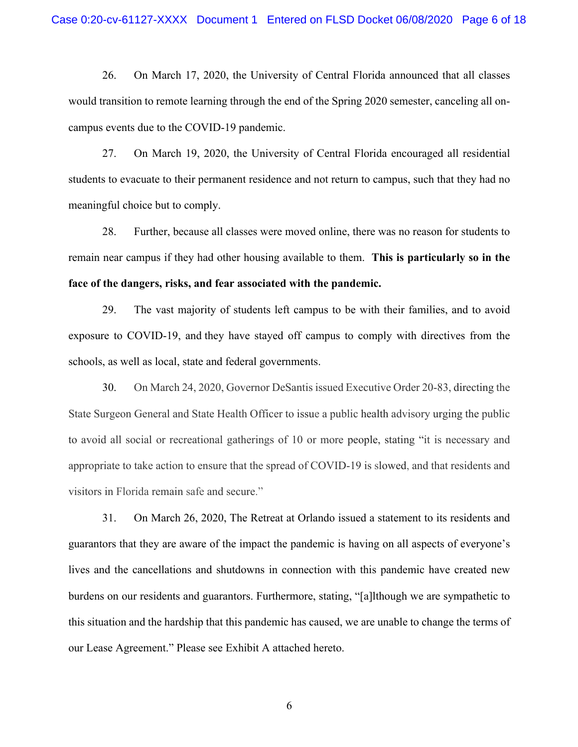26. On March 17, 2020, the University of Central Florida announced that all classes would transition to remote learning through the end of the Spring 2020 semester, canceling all on-campus events due to the COVID-19 pandemic.

27. On March 19, 2020, the University of Central Florida encouraged all residential students to evacuate to their permanent residence and not return to campus, such that they had no meaningful choice but to comply.

28. Further, because all classes were moved online, there was no reason for students to remain near campus if they had other housing available to them. **This is particularly so in the face of the dangers, risks, and fear associated with the pandemic.**

29. The vast majority of students left campus to be with their families, and to avoid exposure to COVID-19, and they have stayed off campus to comply with directives from the schools, as well as local, state and federal governments.

30. On March 24, 2020, Governor DeSantis issued Executive Order 20-83, directing the State Surgeon General and State Health Officer to issue a public health advisory urging the public to avoid all social or recreational gatherings of 10 or more people, stating "it is necessary and appropriate to take action to ensure that the spread of COVID-19 is slowed, and that residents and visitors in Florida remain safe and secure."

31. On March 26, 2020, The Retreat at Orlando issued a statement to its residents and guarantors that they are aware of the impact the pandemic is having on all aspects of everyone's lives and the cancellations and shutdowns in connection with this pandemic have created new burdens on our residents and guarantors. Furthermore, stating, "[a]lthough we are sympathetic to this situation and the hardship that this pandemic has caused, we are unable to change the terms of our Lease Agreement." Please see Exhibit A attached hereto.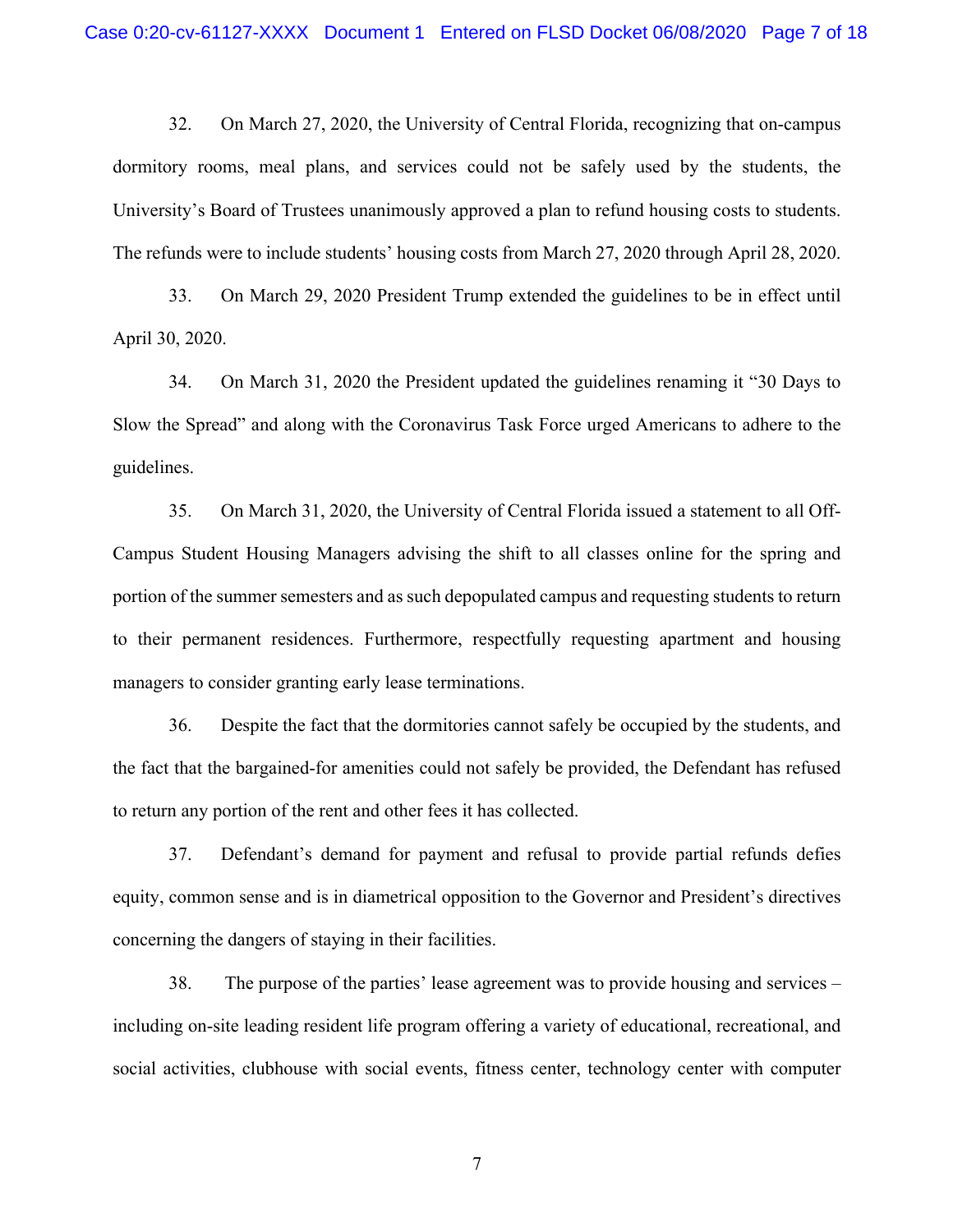32. On March 27, 2020, the University of Central Florida, recognizing that on-campus dormitory rooms, meal plans, and services could not be safely used by the students, the University's Board of Trustees unanimously approved a plan to refund housing costs to students. The refunds were to include students' housing costs from March 27, 2020 through April 28, 2020.

33. On March 29, 2020 President Trump extended the guidelines to be in effect until April 30, 2020.

34. On March 31, 2020 the President updated the guidelines renaming it "30 Days to Slow the Spread" and along with the Coronavirus Task Force urged Americans to adhere to the guidelines.

35. On March 31, 2020, the University of Central Florida issued a statement to all Off-Campus Student Housing Managers advising the shift to all classes online for the spring and portion of the summer semesters and as such depopulated campus and requesting students to return to their permanent residences. Furthermore, respectfully requesting apartment and housing managers to consider granting early lease terminations.

36. Despite the fact that the dormitories cannot safely be occupied by the students, and the fact that the bargained-for amenities could not safely be provided, the Defendant has refused to return any portion of the rent and other fees it has collected.

37. Defendant's demand for payment and refusal to provide partial refunds defies equity, common sense and is in diametrical opposition to the Governor and President's directives concerning the dangers of staying in their facilities.

38. The purpose of the parties' lease agreement was to provide housing and services – including on-site leading resident life program offering a variety of educational, recreational, and social activities, clubhouse with social events, fitness center, technology center with computer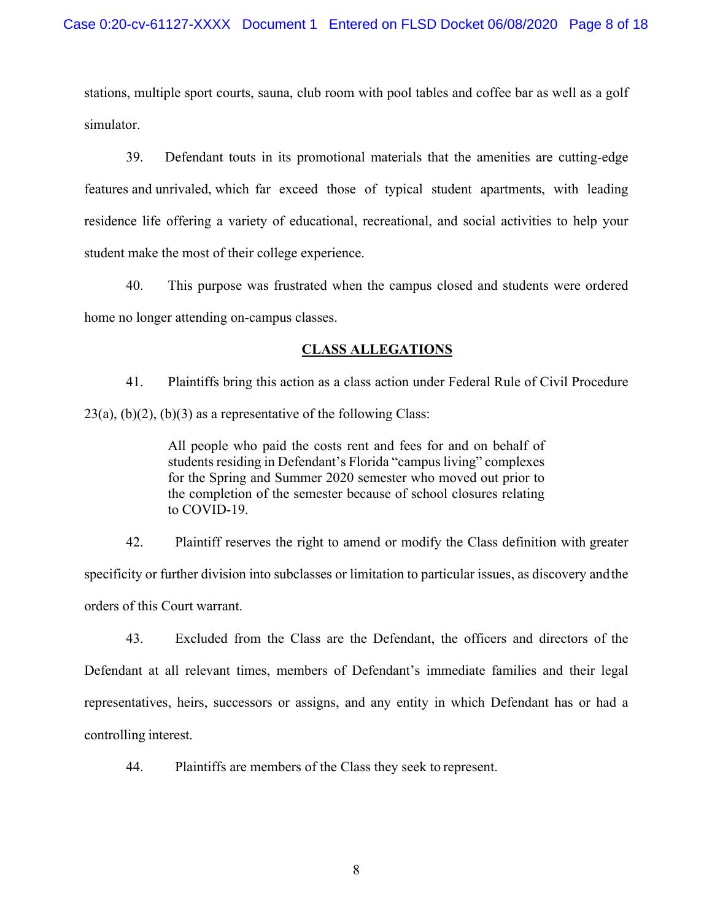stations, multiple sport courts, sauna, club room with pool tables and coffee bar as well as a golf simulator.

39. Defendant touts in its promotional materials that the amenities are cutting-edge features and unrivaled, which far exceed those of typical student apartments, with leading residence life offering a variety of educational, recreational, and social activities to help your student make the most of their college experience.

40. This purpose was frustrated when the campus closed and students were ordered home no longer attending on-campus classes.

## CLASS ALLEGATIONS

41. Plaintiffs bring this action as a class action under Federal Rule of Civil Procedure 23(a), (b)(2), (b)(3) as a representative of the following Class:

> All people who paid the costs rent and fees for and on behalf of students residing in Defendant's Florida "campus living" complexes for the Spring and Summer 2020 semester who moved out prior to the completion of the semester because of school closures relating to COVID-19.

42. Plaintiff reserves the right to amend or modify the Class definition with greater specificity or further division into subclasses or limitation to particular issues, as discovery and the orders of this Court warrant.

43. Excluded from the Class are the Defendant, the officers and directors of the Defendant at all relevant times, members of Defendant's immediate families and their legal representatives, heirs, successors or assigns, and any entity in which Defendant has or had a controlling interest.

44. Plaintiffs are members of the Class they seek to represent.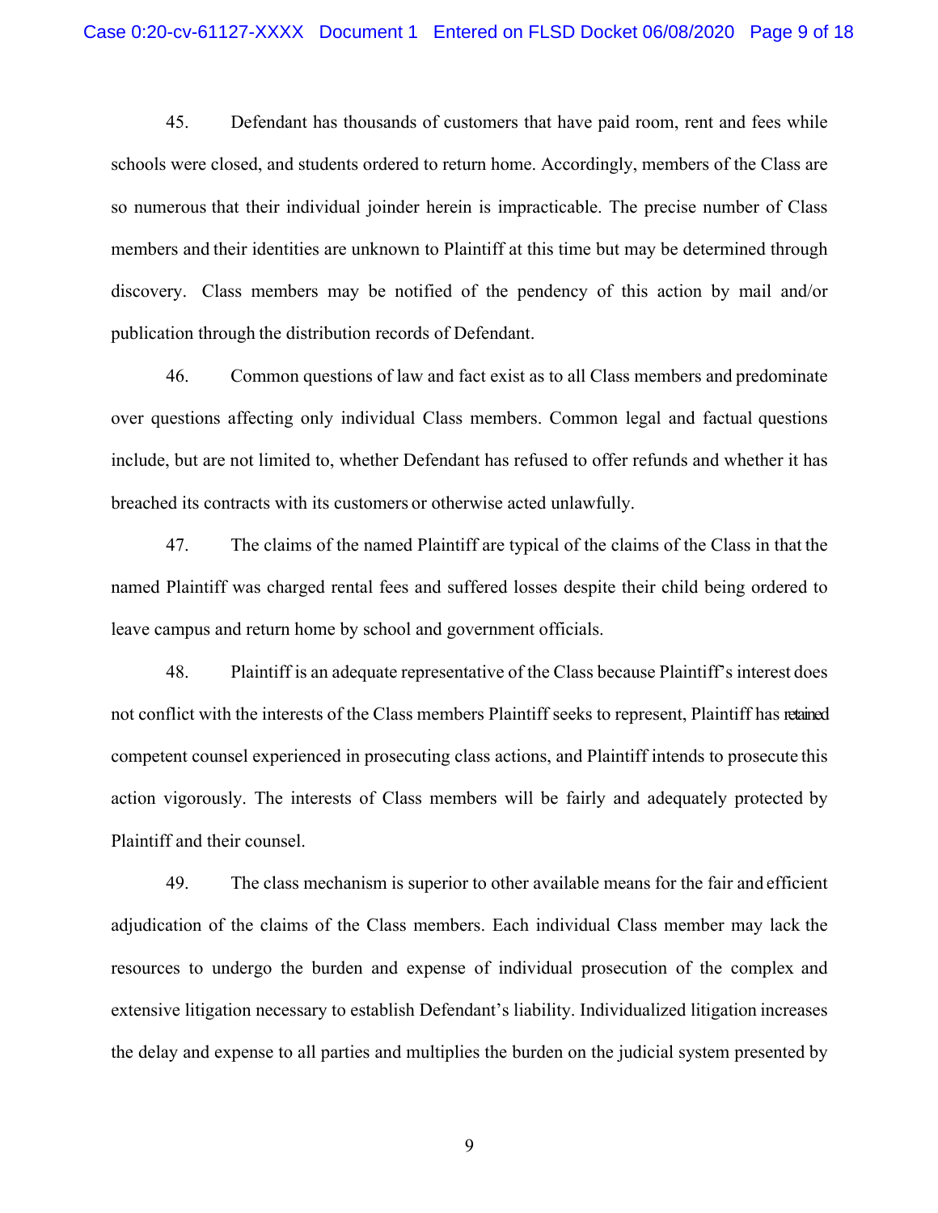45. Defendant has thousands of customers that have paid room, rent and fees while schools were closed, and students ordered to return home. Accordingly, members of the Class are so numerous that their individual joinder herein is impracticable. The precise number of Class members and their identities are unknown to Plaintiff at this time but may be determined through discovery. Class members may be notified of the pendency of this action by mail and/or publication through the distribution records of Defendant.

46. Common questions of law and fact exist as to all Class members and predominate over questions affecting only individual Class members. Common legal and factual questions include, but are not limited to, whether Defendant has refused to offer refunds and whether it has breached its contracts with its customers or otherwise acted unlawfully.

47. The claims of the named Plaintiff are typical of the claims of the Class in that the named Plaintiff was charged rental fees and suffered losses despite their child being ordered to leave campus and return home by school and government officials.

48. Plaintiff is an adequate representative of the Class because Plaintiff's interest does not conflict with the interests of the Class members Plaintiff seeks to represent, Plaintiff has retained competent counsel experienced in prosecuting class actions, and Plaintiff intends to prosecute this action vigorously. The interests of Class members will be fairly and adequately protected by Plaintiff and their counsel.

49. The class mechanism is superior to other available means for the fair and efficient adjudication of the claims of the Class members. Each individual Class member may lack the resources to undergo the burden and expense of individual prosecution of the complex and extensive litigation necessary to establish Defendant's liability. Individualized litigation increases the delay and expense to all parties and multiplies the burden on the judicial system presented by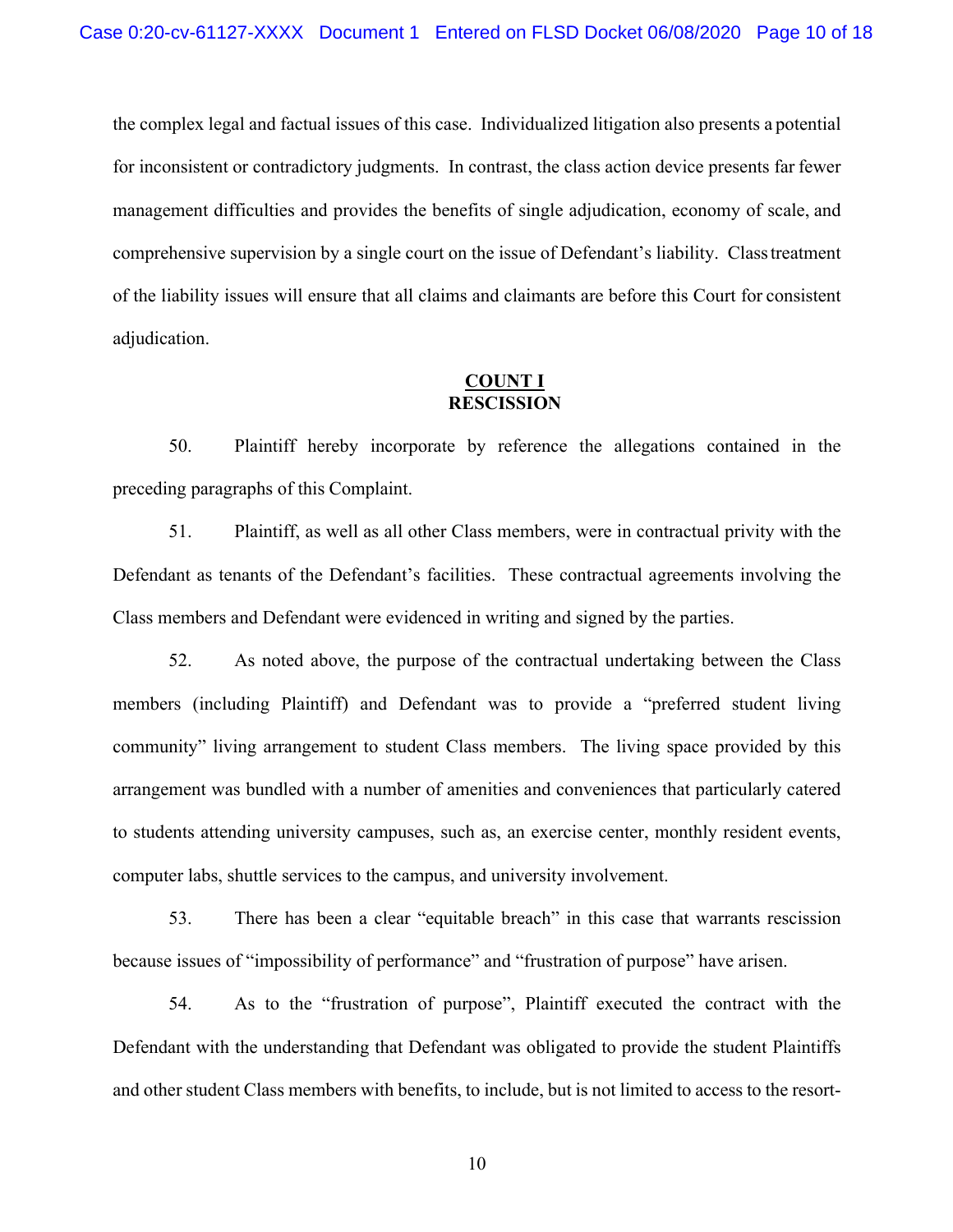the complex legal and factual issues of this case. Individualized litigation also presents a potential for inconsistent or contradictory judgments. In contrast, the class action device presents far fewer management difficulties and provides the benefits of single adjudication, economy of scale, and comprehensive supervision by a single court on the issue of Defendant's liability. Class treatment of the liability issues will ensure that all claims and claimants are before this Court for consistent adjudication.

**COUNT I**
**RESCISSION**

50. Plaintiff hereby incorporate by reference the allegations contained in the preceding paragraphs of this Complaint.

51. Plaintiff, as well as all other Class members, were in contractual privity with the Defendant as tenants of the Defendant's facilities. These contractual agreements involving the Class members and Defendant were evidenced in writing and signed by the parties.

52. As noted above, the purpose of the contractual undertaking between the Class members (including Plaintiff) and Defendant was to provide a "preferred student living community" living arrangement to student Class members. The living space provided by this arrangement was bundled with a number of amenities and conveniences that particularly catered to students attending university campuses, such as, an exercise center, monthly resident events, computer labs, shuttle services to the campus, and university involvement.

53. There has been a clear "equitable breach" in this case that warrants rescission because issues of "impossibility of performance" and "frustration of purpose" have arisen.

54. As to the "frustration of purpose", Plaintiff executed the contract with the Defendant with the understanding that Defendant was obligated to provide the student Plaintiffs and other student Class members with benefits, to include, but is not limited to access to the resort-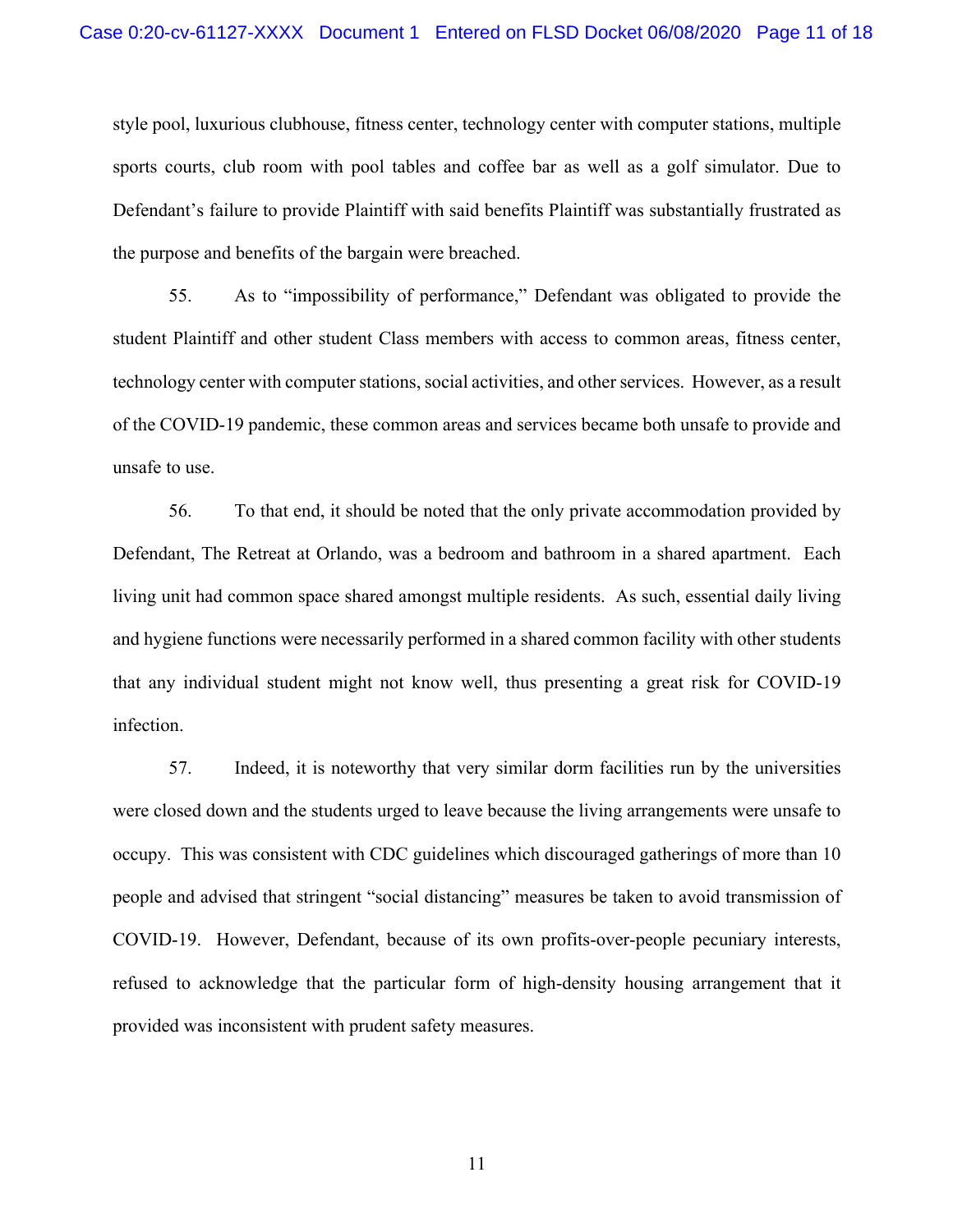style pool, luxurious clubhouse, fitness center, technology center with computer stations, multiple sports courts, club room with pool tables and coffee bar as well as a golf simulator. Due to Defendant's failure to provide Plaintiff with said benefits Plaintiff was substantially frustrated as the purpose and benefits of the bargain were breached.

55. As to "impossibility of performance," Defendant was obligated to provide the student Plaintiff and other student Class members with access to common areas, fitness center, technology center with computer stations, social activities, and other services. However, as a result of the COVID-19 pandemic, these common areas and services became both unsafe to provide and unsafe to use.

56. To that end, it should be noted that the only private accommodation provided by Defendant, The Retreat at Orlando, was a bedroom and bathroom in a shared apartment. Each living unit had common space shared amongst multiple residents. As such, essential daily living and hygiene functions were necessarily performed in a shared common facility with other students that any individual student might not know well, thus presenting a great risk for COVID-19 infection.

57. Indeed, it is noteworthy that very similar dorm facilities run by the universities were closed down and the students urged to leave because the living arrangements were unsafe to occupy. This was consistent with CDC guidelines which discouraged gatherings of more than 10 people and advised that stringent "social distancing" measures be taken to avoid transmission of COVID-19. However, Defendant, because of its own profits-over-people pecuniary interests, refused to acknowledge that the particular form of high-density housing arrangement that it provided was inconsistent with prudent safety measures.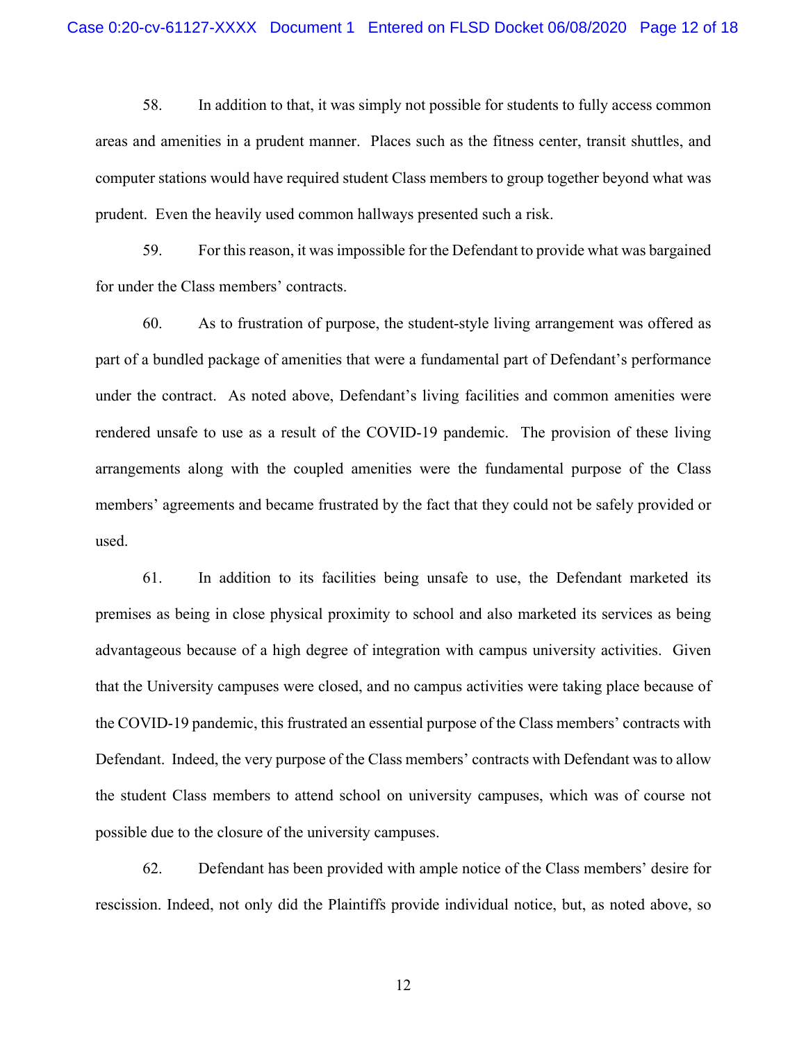58. In addition to that, it was simply not possible for students to fully access common areas and amenities in a prudent manner. Places such as the fitness center, transit shuttles, and computer stations would have required student Class members to group together beyond what was prudent. Even the heavily used common hallways presented such a risk.

59. For this reason, it was impossible for the Defendant to provide what was bargained for under the Class members' contracts.

60. As to frustration of purpose, the student-style living arrangement was offered as part of a bundled package of amenities that were a fundamental part of Defendant's performance under the contract. As noted above, Defendant's living facilities and common amenities were rendered unsafe to use as a result of the COVID-19 pandemic. The provision of these living arrangements along with the coupled amenities were the fundamental purpose of the Class members' agreements and became frustrated by the fact that they could not be safely provided or used.

61. In addition to its facilities being unsafe to use, the Defendant marketed its premises as being in close physical proximity to school and also marketed its services as being advantageous because of a high degree of integration with campus university activities. Given that the University campuses were closed, and no campus activities were taking place because of the COVID-19 pandemic, this frustrated an essential purpose of the Class members' contracts with Defendant. Indeed, the very purpose of the Class members' contracts with Defendant was to allow the student Class members to attend school on university campuses, which was of course not possible due to the closure of the university campuses.

62. Defendant has been provided with ample notice of the Class members' desire for rescission. Indeed, not only did the Plaintiffs provide individual notice, but, as noted above, so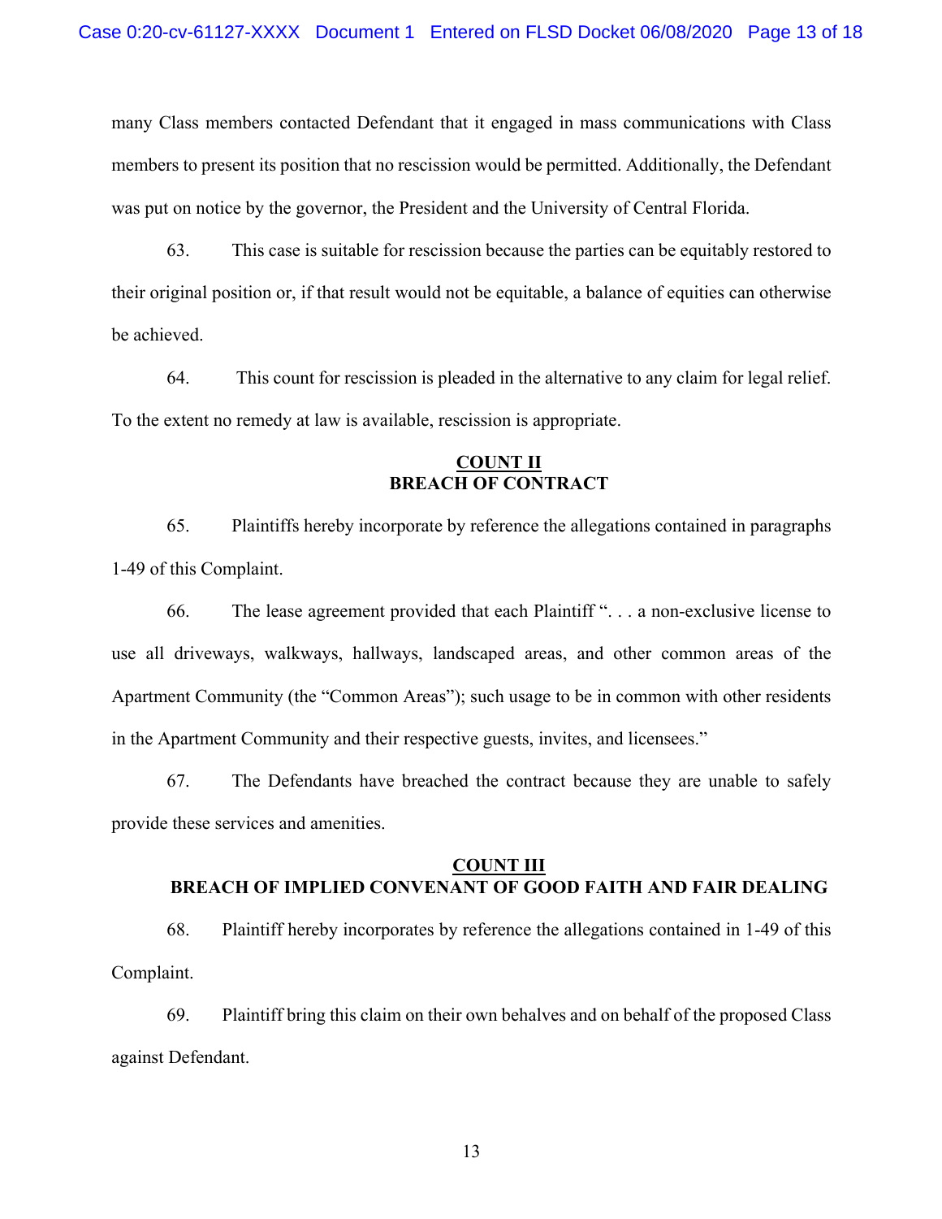many Class members contacted Defendant that it engaged in mass communications with Class members to present its position that no rescission would be permitted. Additionally, the Defendant was put on notice by the governor, the President and the University of Central Florida.

63. This case is suitable for rescission because the parties can be equitably restored to their original position or, if that result would not be equitable, a balance of equities can otherwise be achieved.

64. This count for rescission is pleaded in the alternative to any claim for legal relief. To the extent no remedy at law is available, rescission is appropriate.

**COUNT II**
**BREACH OF CONTRACT**

65. Plaintiffs hereby incorporate by reference the allegations contained in paragraphs 1-49 of this Complaint.

66. The lease agreement provided that each Plaintiff ". . . a non-exclusive license to use all driveways, walkways, hallways, landscaped areas, and other common areas of the Apartment Community (the "Common Areas"); such usage to be in common with other residents in the Apartment Community and their respective guests, invites, and licensees."

67. The Defendants have breached the contract because they are unable to safely provide these services and amenities.

**COUNT III**
**BREACH OF IMPLIED CONVENANT OF GOOD FAITH AND FAIR DEALING**

68. Plaintiff hereby incorporates by reference the allegations contained in 1-49 of this Complaint.

69. Plaintiff bring this claim on their own behalves and on behalf of the proposed Class against Defendant.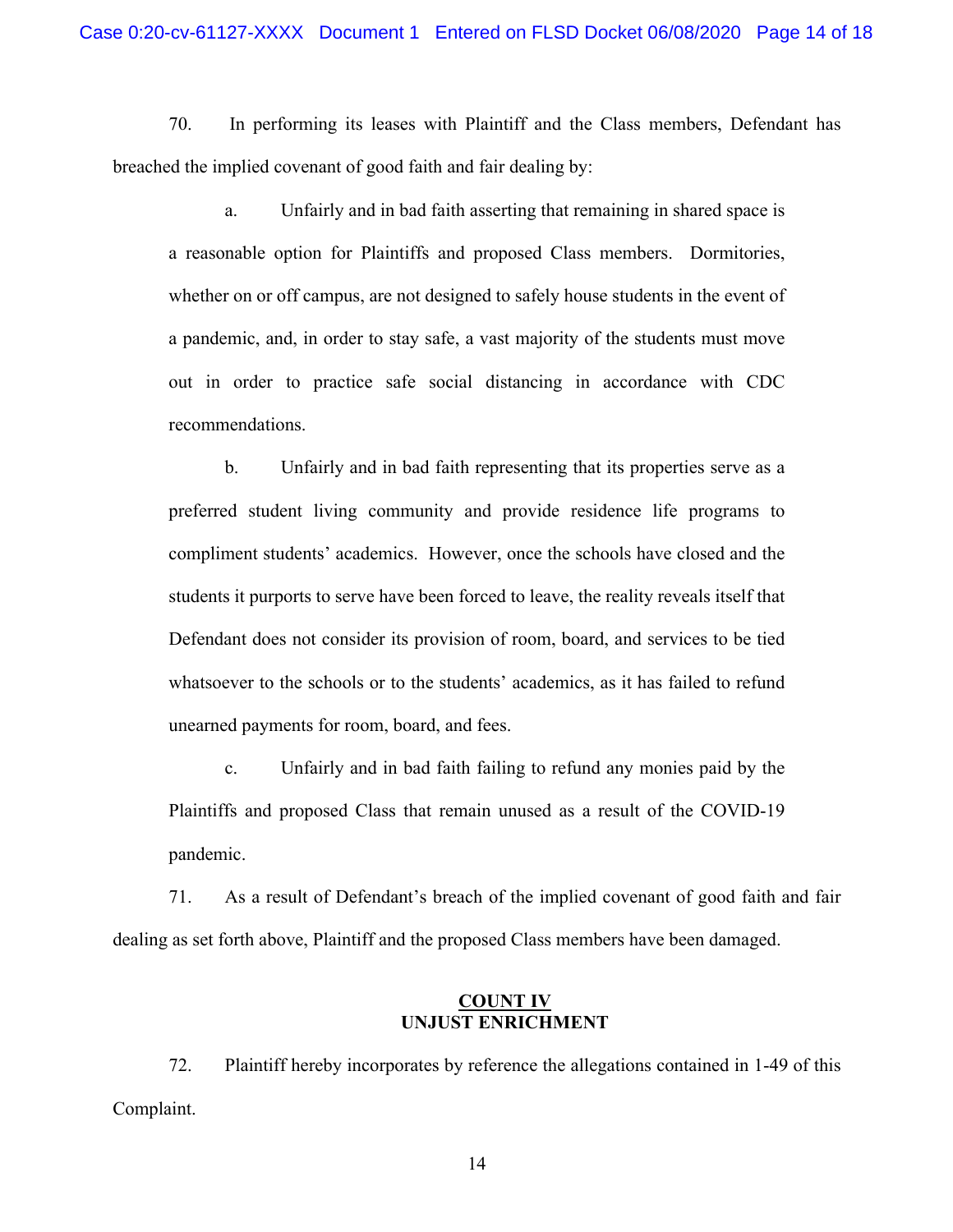70. In performing its leases with Plaintiff and the Class members, Defendant has breached the implied covenant of good faith and fair dealing by:

a. Unfairly and in bad faith asserting that remaining in shared space is a reasonable option for Plaintiffs and proposed Class members. Dormitories, whether on or off campus, are not designed to safely house students in the event of a pandemic, and, in order to stay safe, a vast majority of the students must move out in order to practice safe social distancing in accordance with CDC recommendations.

b. Unfairly and in bad faith representing that its properties serve as a preferred student living community and provide residence life programs to compliment students' academics. However, once the schools have closed and the students it purports to serve have been forced to leave, the reality reveals itself that Defendant does not consider its provision of room, board, and services to be tied whatsoever to the schools or to the students' academics, as it has failed to refund unearned payments for room, board, and fees.

c. Unfairly and in bad faith failing to refund any monies paid by the Plaintiffs and proposed Class that remain unused as a result of the COVID-19 pandemic.

71. As a result of Defendant's breach of the implied covenant of good faith and fair dealing as set forth above, Plaintiff and the proposed Class members have been damaged.

## COUNT IV
## UNJUST ENRICHMENT

72. Plaintiff hereby incorporates by reference the allegations contained in 1-49 of this Complaint.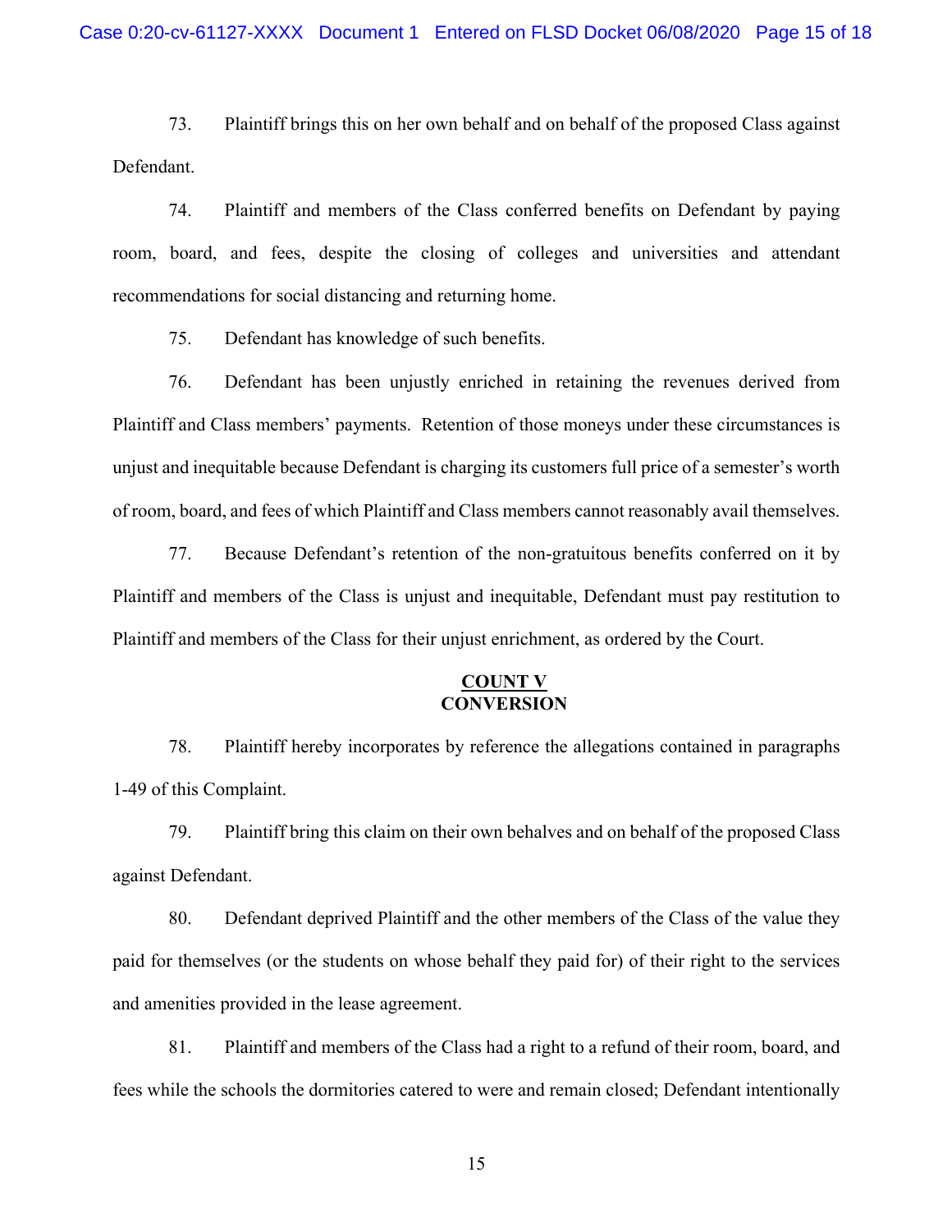73. Plaintiff brings this on her own behalf and on behalf of the proposed Class against Defendant.

74. Plaintiff and members of the Class conferred benefits on Defendant by paying room, board, and fees, despite the closing of colleges and universities and attendant recommendations for social distancing and returning home.

75. Defendant has knowledge of such benefits.

76. Defendant has been unjustly enriched in retaining the revenues derived from Plaintiff and Class members' payments. Retention of those moneys under these circumstances is unjust and inequitable because Defendant is charging its customers full price of a semester's worth of room, board, and fees of which Plaintiff and Class members cannot reasonably avail themselves.

77. Because Defendant's retention of the non-gratuitous benefits conferred on it by Plaintiff and members of the Class is unjust and inequitable, Defendant must pay restitution to Plaintiff and members of the Class for their unjust enrichment, as ordered by the Court.

## COUNT V
## CONVERSION

78. Plaintiff hereby incorporates by reference the allegations contained in paragraphs 1-49 of this Complaint.

79. Plaintiff bring this claim on their own behalves and on behalf of the proposed Class against Defendant.

80. Defendant deprived Plaintiff and the other members of the Class of the value they paid for themselves (or the students on whose behalf they paid for) of their right to the services and amenities provided in the lease agreement.

81. Plaintiff and members of the Class had a right to a refund of their room, board, and fees while the schools the dormitories catered to were and remain closed; Defendant intentionally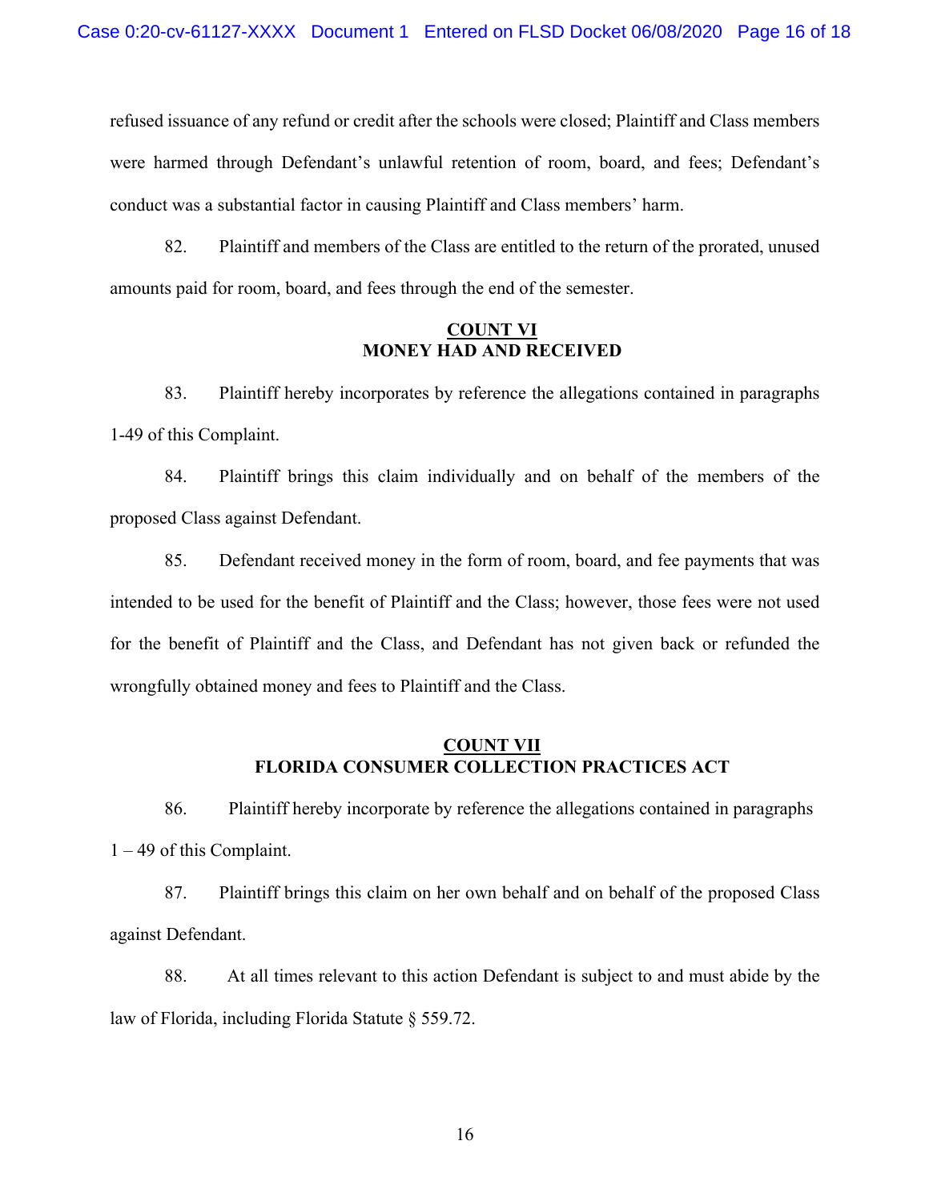refused issuance of any refund or credit after the schools were closed; Plaintiff and Class members were harmed through Defendant's unlawful retention of room, board, and fees; Defendant's conduct was a substantial factor in causing Plaintiff and Class members' harm.

82. Plaintiff and members of the Class are entitled to the return of the prorated, unused amounts paid for room, board, and fees through the end of the semester.

## COUNT VI
## MONEY HAD AND RECEIVED

83. Plaintiff hereby incorporates by reference the allegations contained in paragraphs 1-49 of this Complaint.

84. Plaintiff brings this claim individually and on behalf of the members of the proposed Class against Defendant.

85. Defendant received money in the form of room, board, and fee payments that was intended to be used for the benefit of Plaintiff and the Class; however, those fees were not used for the benefit of Plaintiff and the Class, and Defendant has not given back or refunded the wrongfully obtained money and fees to Plaintiff and the Class.

## COUNT VII
## FLORIDA CONSUMER COLLECTION PRACTICES ACT

86. Plaintiff hereby incorporate by reference the allegations contained in paragraphs 1 – 49 of this Complaint.

87. Plaintiff brings this claim on her own behalf and on behalf of the proposed Class against Defendant.

88. At all times relevant to this action Defendant is subject to and must abide by the law of Florida, including Florida Statute § 559.72.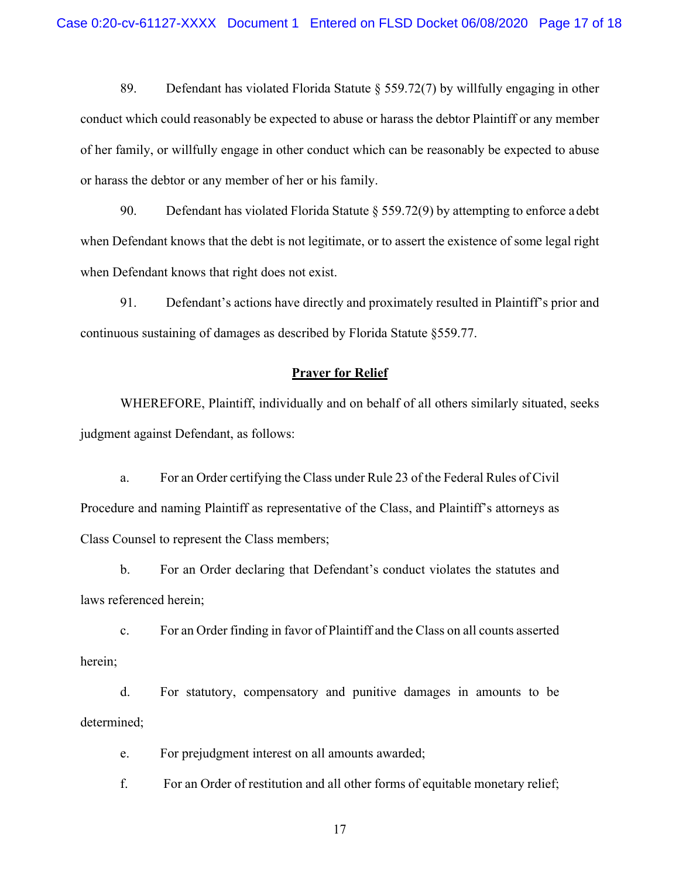89. Defendant has violated Florida Statute § 559.72(7) by willfully engaging in other conduct which could reasonably be expected to abuse or harass the debtor Plaintiff or any member of her family, or willfully engage in other conduct which can be reasonably be expected to abuse or harass the debtor or any member of her or his family.

90. Defendant has violated Florida Statute § 559.72(9) by attempting to enforce a debt when Defendant knows that the debt is not legitimate, or to assert the existence of some legal right when Defendant knows that right does not exist.

91. Defendant's actions have directly and proximately resulted in Plaintiff's prior and continuous sustaining of damages as described by Florida Statute §559.77.

## Prayer for Relief

WHEREFORE, Plaintiff, individually and on behalf of all others similarly situated, seeks judgment against Defendant, as follows:

a. For an Order certifying the Class under Rule 23 of the Federal Rules of Civil Procedure and naming Plaintiff as representative of the Class, and Plaintiff's attorneys as Class Counsel to represent the Class members;

b. For an Order declaring that Defendant's conduct violates the statutes and laws referenced herein;

c. For an Order finding in favor of Plaintiff and the Class on all counts asserted herein;

d. For statutory, compensatory and punitive damages in amounts to be determined;

e. For prejudgment interest on all amounts awarded;

f. For an Order of restitution and all other forms of equitable monetary relief;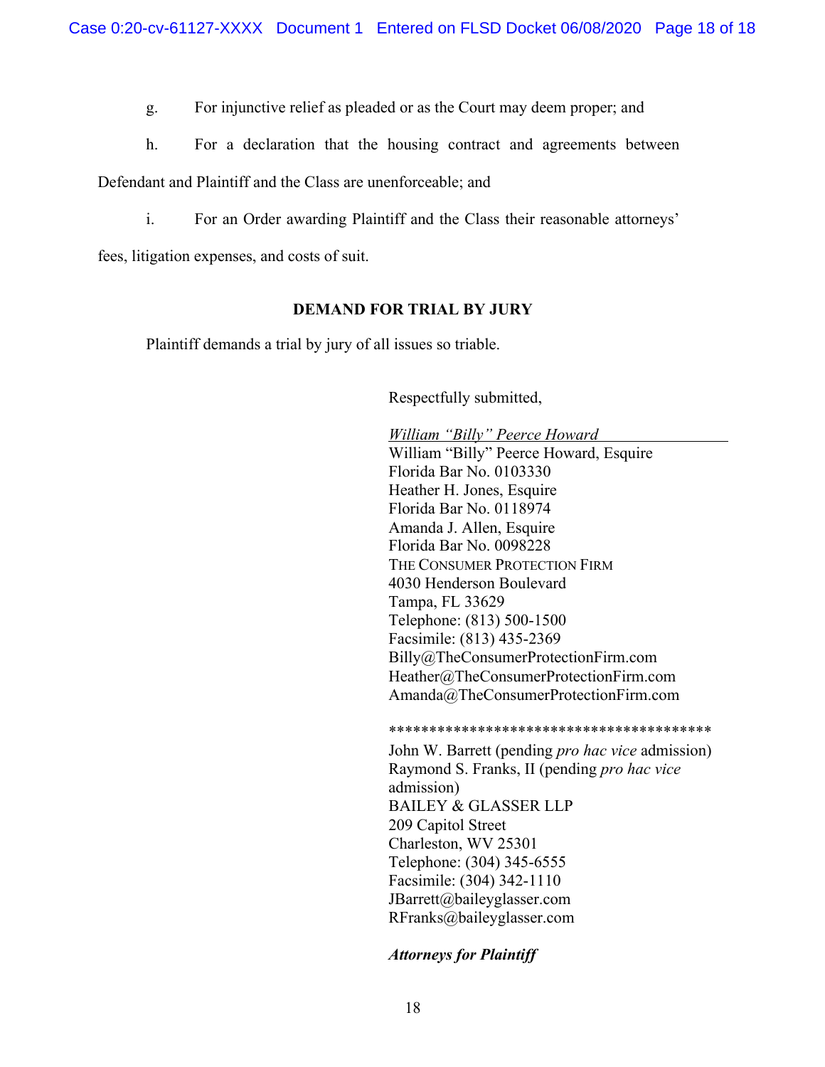g. For injunctive relief as pleaded or as the Court may deem proper; and

h. For a declaration that the housing contract and agreements between Defendant and Plaintiff and the Class are unenforceable; and

i. For an Order awarding Plaintiff and the Class their reasonable attorneys' fees, litigation expenses, and costs of suit.

**DEMAND FOR TRIAL BY JURY**

Plaintiff demands a trial by jury of all issues so triable.

Respectfully submitted,

*William "Billy" Peerce Howard*
William "Billy" Peerce Howard, Esquire
Florida Bar No. 0103330
Heather H. Jones, Esquire
Florida Bar No. 0118974
Amanda J. Allen, Esquire
Florida Bar No. 0098228
THE CONSUMER PROTECTION FIRM
4030 Henderson Boulevard
Tampa, FL 33629
Telephone: (813) 500-1500
Facsimile: (813) 435-2369
Billy@TheConsumerProtectionFirm.com
Heather@TheConsumerProtectionFirm.com
Amanda@TheConsumerProtectionFirm.com

****************************************

John W. Barrett (pending *pro hac vice* admission)
Raymond S. Franks, II (pending *pro hac vice* admission)
BAILEY & GLASSER LLP
209 Capitol Street
Charleston, WV 25301
Telephone: (304) 345-6555
Facsimile: (304) 342-1110
JBarrett@baileyglasser.com
RFranks@baileyglasser.com

***Attorneys for Plaintiff***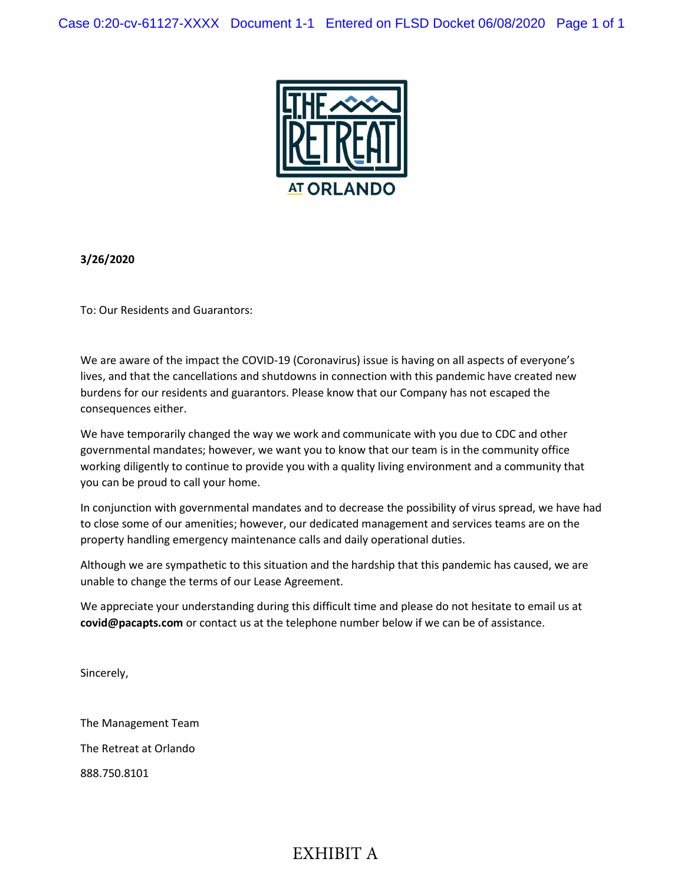THE RETREAT AT ORLANDO

**3/26/2020**

To: Our Residents and Guarantors:

We are aware of the impact the COVID-19 (Coronavirus) issue is having on all aspects of everyone's lives, and that the cancellations and shutdowns in connection with this pandemic have created new burdens for our residents and guarantors. Please know that our Company has not escaped the consequences either.

We have temporarily changed the way we work and communicate with you due to CDC and other governmental mandates; however, we want you to know that our team is in the community office working diligently to continue to provide you with a quality living environment and a community that you can be proud to call your home.

In conjunction with governmental mandates and to decrease the possibility of virus spread, we have had to close some of our amenities; however, our dedicated management and services teams are on the property handling emergency maintenance calls and daily operational duties.

Although we are sympathetic to this situation and the hardship that this pandemic has caused, we are unable to change the terms of our Lease Agreement.

We appreciate your understanding during this difficult time and please do not hesitate to email us at **covid@pacapts.com** or contact us at the telephone number below if we can be of assistance.

Sincerely,

The Management Team

The Retreat at Orlando

888.750.8101

EXHIBIT A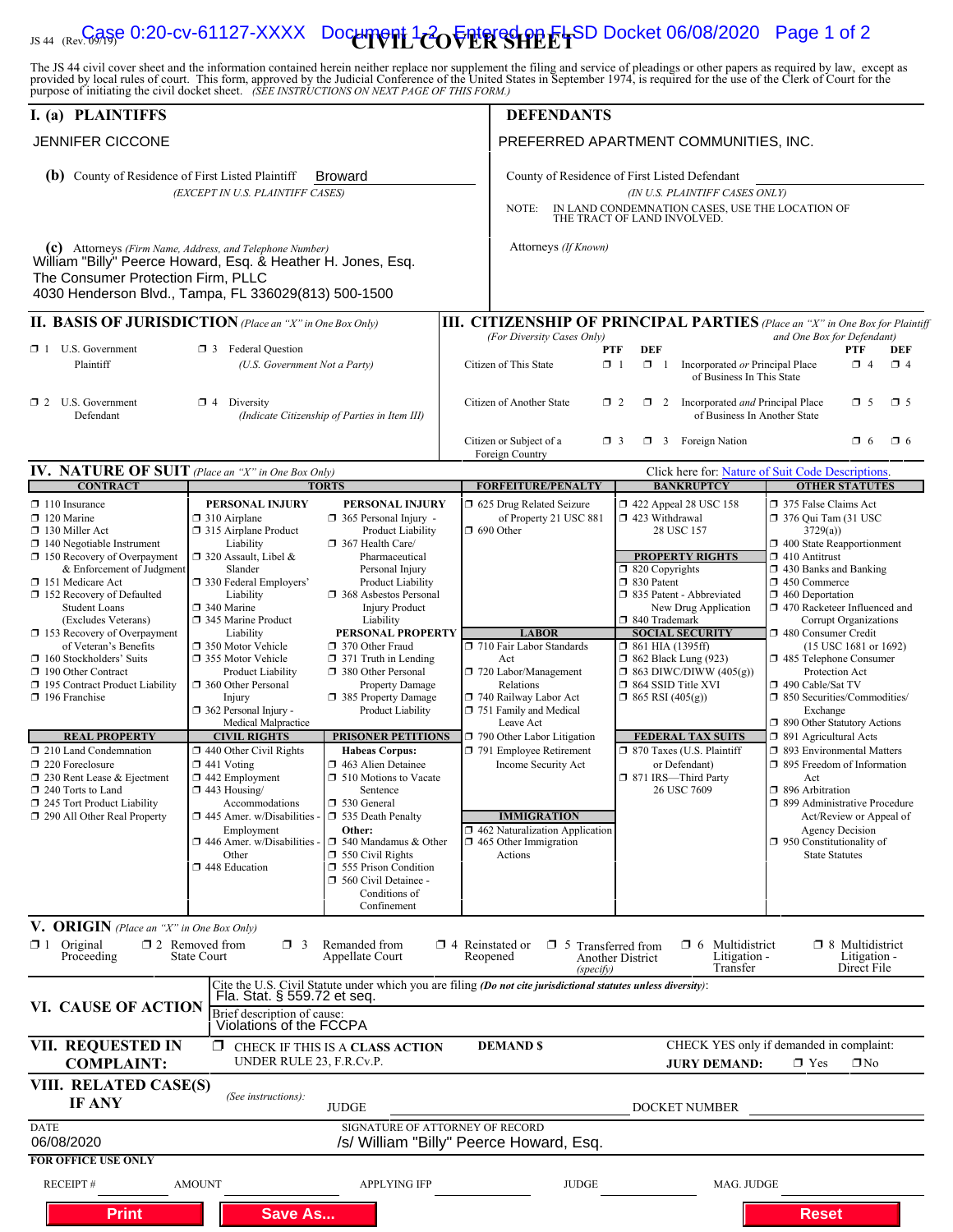JS 44 (Rev. 09/19)

# CIVIL COVER SHEET

The JS 44 civil cover sheet and the information contained herein neither replace nor supplement the filing and service of pleadings or other papers as required by law, except as provided by local rules of court. This form, approved by the Judicial Conference of the United States in September 1974, is required for the use of the Clerk of Court for the purpose of initiating the civil docket sheet. *(SEE INSTRUCTIONS ON NEXT PAGE OF THIS FORM.)*

## I. (a) PLAINTIFFS

JENNIFER CICCONE

**(b)** County of Residence of First Listed Plaintiff: Broward
*(EXCEPT IN U.S. PLAINTIFF CASES)*

**(c)** Attorneys *(Firm Name, Address, and Telephone Number)*
William "Billy" Peerce Howard, Esq. & Heather H. Jones, Esq.
The Consumer Protection Firm, PLLC
4030 Henderson Blvd., Tampa, FL 336029(813) 500-1500

## DEFENDANTS

PREFERRED APARTMENT COMMUNITIES, INC.

County of Residence of First Listed Defendant
*(IN U.S. PLAINTIFF CASES ONLY)*

NOTE: IN LAND CONDEMNATION CASES, USE THE LOCATION OF THE TRACT OF LAND INVOLVED.

Attorneys *(If Known)*

## II. BASIS OF JURISDICTION *(Place an "X" in One Box Only)*

- ☐ 1 U.S. Government Plaintiff
- ☐ 3 Federal Question (U.S. Government Not a Party)
- ☐ 2 U.S. Government Defendant
- ☐ 4 Diversity (Indicate Citizenship of Parties in Item III)

## III. CITIZENSHIP OF PRINCIPAL PARTIES *(Place an "X" in One Box for Plaintiff and One Box for Defendant)*

*(For Diversity Cases Only)*

| | PTF | DEF | | PTF | DEF |
|---|---|---|---|---|---|
| Citizen of This State | ☐ 1 | ☐ 1 | Incorporated *or* Principal Place of Business In This State | ☐ 4 | ☐ 4 |
| Citizen of Another State | ☐ 2 | ☐ 2 | Incorporated *and* Principal Place of Business In Another State | ☐ 5 | ☐ 5 |
| Citizen or Subject of a Foreign Country | ☐ 3 | ☐ 3 | Foreign Nation | ☐ 6 | ☐ 6 |

## IV. NATURE OF SUIT *(Place an "X" in One Box Only)*

Click here for: Nature of Suit Code Descriptions.

**CONTRACT**
- ☐ 110 Insurance
- ☐ 120 Marine
- ☐ 130 Miller Act
- ☐ 140 Negotiable Instrument
- ☐ 150 Recovery of Overpayment & Enforcement of Judgment
- ☐ 151 Medicare Act
- ☐ 152 Recovery of Defaulted Student Loans (Excludes Veterans)
- ☐ 153 Recovery of Overpayment of Veteran's Benefits
- ☐ 160 Stockholders' Suits
- ☐ 190 Other Contract
- ☐ 195 Contract Product Liability
- ☐ 196 Franchise

**REAL PROPERTY**
- ☐ 210 Land Condemnation
- ☐ 220 Foreclosure
- ☐ 230 Rent Lease & Ejectment
- ☐ 240 Torts to Land
- ☐ 245 Tort Product Liability
- ☐ 290 All Other Real Property

**TORTS**

PERSONAL INJURY
- ☐ 310 Airplane
- ☐ 315 Airplane Product Liability
- ☐ 320 Assault, Libel & Slander
- ☐ 330 Federal Employers' Liability
- ☐ 340 Marine
- ☐ 345 Marine Product Liability
- ☐ 350 Motor Vehicle
- ☐ 355 Motor Vehicle Product Liability
- ☐ 360 Other Personal Injury
- ☐ 362 Personal Injury - Medical Malpractice

PERSONAL INJURY
- ☐ 365 Personal Injury - Product Liability
- ☐ 367 Health Care/ Pharmaceutical Personal Injury Product Liability
- ☐ 368 Asbestos Personal Injury Product Liability

PERSONAL PROPERTY
- ☐ 370 Other Fraud
- ☐ 371 Truth in Lending
- ☐ 380 Other Personal Property Damage
- ☐ 385 Property Damage Product Liability

**CIVIL RIGHTS**
- ☐ 440 Other Civil Rights
- ☐ 441 Voting
- ☐ 442 Employment
- ☐ 443 Housing/ Accommodations
- ☐ 445 Amer. w/Disabilities - Employment
- ☐ 446 Amer. w/Disabilities - Other
- ☐ 448 Education

**PRISONER PETITIONS**

Habeas Corpus:
- ☐ 463 Alien Detainee
- ☐ 510 Motions to Vacate Sentence
- ☐ 530 General
- ☐ 535 Death Penalty

Other:
- ☐ 540 Mandamus & Other
- ☐ 550 Civil Rights
- ☐ 555 Prison Condition
- ☐ 560 Civil Detainee - Conditions of Confinement

**FORFEITURE/PENALTY**
- ☐ 625 Drug Related Seizure of Property 21 USC 881
- ☐ 690 Other

**LABOR**
- ☐ 710 Fair Labor Standards Act
- ☐ 720 Labor/Management Relations
- ☐ 740 Railway Labor Act
- ☐ 751 Family and Medical Leave Act
- ☐ 790 Other Labor Litigation
- ☐ 791 Employee Retirement Income Security Act

**IMMIGRATION**
- ☐ 462 Naturalization Application
- ☐ 465 Other Immigration Actions

**BANKRUPTCY**
- ☐ 422 Appeal 28 USC 158
- ☐ 423 Withdrawal 28 USC 157

**PROPERTY RIGHTS**
- ☐ 820 Copyrights
- ☐ 830 Patent
- ☐ 835 Patent - Abbreviated New Drug Application
- ☐ 840 Trademark

**SOCIAL SECURITY**
- ☐ 861 HIA (1395ff)
- ☐ 862 Black Lung (923)
- ☐ 863 DIWC/DIWW (405(g))
- ☐ 864 SSID Title XVI
- ☐ 865 RSI (405(g))

**FEDERAL TAX SUITS**
- ☐ 870 Taxes (U.S. Plaintiff or Defendant)
- ☐ 871 IRS—Third Party 26 USC 7609

**OTHER STATUTES**
- ☐ 375 False Claims Act
- ☐ 376 Qui Tam (31 USC 3729(a))
- ☐ 400 State Reapportionment
- ☐ 410 Antitrust
- ☐ 430 Banks and Banking
- ☐ 450 Commerce
- ☐ 460 Deportation
- ☐ 470 Racketeer Influenced and Corrupt Organizations
- ☐ 480 Consumer Credit (15 USC 1681 or 1692)
- ☐ 485 Telephone Consumer Protection Act
- ☐ 490 Cable/Sat TV
- ☐ 850 Securities/Commodities/ Exchange
- ☐ 890 Other Statutory Actions
- ☐ 891 Agricultural Acts
- ☐ 893 Environmental Matters
- ☐ 895 Freedom of Information Act
- ☐ 896 Arbitration
- ☐ 899 Administrative Procedure Act/Review or Appeal of Agency Decision
- ☐ 950 Constitutionality of State Statutes

## V. ORIGIN *(Place an "X" in One Box Only)*

- ☐ 1 Original Proceeding
- ☐ 2 Removed from State Court
- ☐ 3 Remanded from Appellate Court
- ☐ 4 Reinstated or Reopened
- ☐ 5 Transferred from Another District *(specify)*
- ☐ 6 Multidistrict Litigation - Transfer
- ☐ 8 Multidistrict Litigation - Direct File

## VI. CAUSE OF ACTION

Cite the U.S. Civil Statute under which you are filing *(Do not cite jurisdictional statutes unless diversity)*:
Fla. Stat. § 559.72 et seq.

Brief description of cause:
Violations of the FCCPA

## VII. REQUESTED IN COMPLAINT:

☐ CHECK IF THIS IS A CLASS ACTION UNDER RULE 23, F.R.Cv.P.

DEMAND $

CHECK YES only if demanded in complaint:
JURY DEMAND: ☐ Yes ☐ No

## VIII. RELATED CASE(S) IF ANY

*(See instructions)*: JUDGE DOCKET NUMBER

DATE: 06/08/2020

SIGNATURE OF ATTORNEY OF RECORD: /s/ William "Billy" Peerce Howard, Esq.

**FOR OFFICE USE ONLY**

RECEIPT # AMOUNT APPLYING IFP JUDGE MAG. JUDGE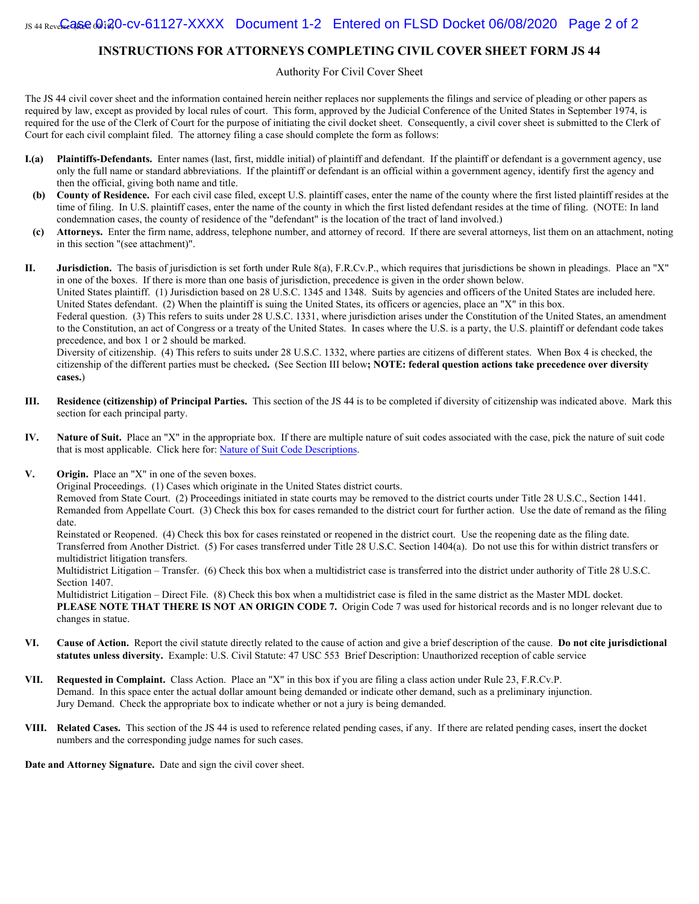# INSTRUCTIONS FOR ATTORNEYS COMPLETING CIVIL COVER SHEET FORM JS 44

Authority For Civil Cover Sheet

The JS 44 civil cover sheet and the information contained herein neither replaces nor supplements the filings and service of pleading or other papers as required by law, except as provided by local rules of court. This form, approved by the Judicial Conference of the United States in September 1974, is required for the use of the Clerk of Court for the purpose of initiating the civil docket sheet. Consequently, a civil cover sheet is submitted to the Clerk of Court for each civil complaint filed. The attorney filing a case should complete the form as follows:

**I.(a)** **Plaintiffs-Defendants.** Enter names (last, first, middle initial) of plaintiff and defendant. If the plaintiff or defendant is a government agency, use only the full name or standard abbreviations. If the plaintiff or defendant is an official within a government agency, identify first the agency and then the official, giving both name and title.

**(b)** **County of Residence.** For each civil case filed, except U.S. plaintiff cases, enter the name of the county where the first listed plaintiff resides at the time of filing. In U.S. plaintiff cases, enter the name of the county in which the first listed defendant resides at the time of filing. (NOTE: In land condemnation cases, the county of residence of the "defendant" is the location of the tract of land involved.)

**(c)** **Attorneys.** Enter the firm name, address, telephone number, and attorney of record. If there are several attorneys, list them on an attachment, noting in this section "(see attachment)".

**II.** **Jurisdiction.** The basis of jurisdiction is set forth under Rule 8(a), F.R.Cv.P., which requires that jurisdictions be shown in pleadings. Place an "X" in one of the boxes. If there is more than one basis of jurisdiction, precedence is given in the order shown below.
United States plaintiff. (1) Jurisdiction based on 28 U.S.C. 1345 and 1348. Suits by agencies and officers of the United States are included here.
United States defendant. (2) When the plaintiff is suing the United States, its officers or agencies, place an "X" in this box.
Federal question. (3) This refers to suits under 28 U.S.C. 1331, where jurisdiction arises under the Constitution of the United States, an amendment to the Constitution, an act of Congress or a treaty of the United States. In cases where the U.S. is a party, the U.S. plaintiff or defendant code takes precedence, and box 1 or 2 should be marked.
Diversity of citizenship. (4) This refers to suits under 28 U.S.C. 1332, where parties are citizens of different states. When Box 4 is checked, the citizenship of the different parties must be checked**.** (See Section III below**; NOTE: federal question actions take precedence over diversity cases.**)

**III.** **Residence (citizenship) of Principal Parties.** This section of the JS 44 is to be completed if diversity of citizenship was indicated above. Mark this section for each principal party.

**IV.** **Nature of Suit.** Place an "X" in the appropriate box. If there are multiple nature of suit codes associated with the case, pick the nature of suit code that is most applicable. Click here for: Nature of Suit Code Descriptions.

**V.** **Origin.** Place an "X" in one of the seven boxes.
Original Proceedings. (1) Cases which originate in the United States district courts.
Removed from State Court. (2) Proceedings initiated in state courts may be removed to the district courts under Title 28 U.S.C., Section 1441.
Remanded from Appellate Court. (3) Check this box for cases remanded to the district court for further action. Use the date of remand as the filing date.
Reinstated or Reopened. (4) Check this box for cases reinstated or reopened in the district court. Use the reopening date as the filing date.
Transferred from Another District. (5) For cases transferred under Title 28 U.S.C. Section 1404(a). Do not use this for within district transfers or multidistrict litigation transfers.
Multidistrict Litigation – Transfer. (6) Check this box when a multidistrict case is transferred into the district under authority of Title 28 U.S.C. Section 1407.
Multidistrict Litigation – Direct File. (8) Check this box when a multidistrict case is filed in the same district as the Master MDL docket.
**PLEASE NOTE THAT THERE IS NOT AN ORIGIN CODE 7.** Origin Code 7 was used for historical records and is no longer relevant due to changes in statue.

**VI.** **Cause of Action.** Report the civil statute directly related to the cause of action and give a brief description of the cause. **Do not cite jurisdictional statutes unless diversity.** Example: U.S. Civil Statute: 47 USC 553 Brief Description: Unauthorized reception of cable service

**VII.** **Requested in Complaint.** Class Action. Place an "X" in this box if you are filing a class action under Rule 23, F.R.Cv.P.
Demand. In this space enter the actual dollar amount being demanded or indicate other demand, such as a preliminary injunction.
Jury Demand. Check the appropriate box to indicate whether or not a jury is being demanded.

**VIII.** **Related Cases.** This section of the JS 44 is used to reference related pending cases, if any. If there are related pending cases, insert the docket numbers and the corresponding judge names for such cases.

**Date and Attorney Signature.** Date and sign the civil cover sheet.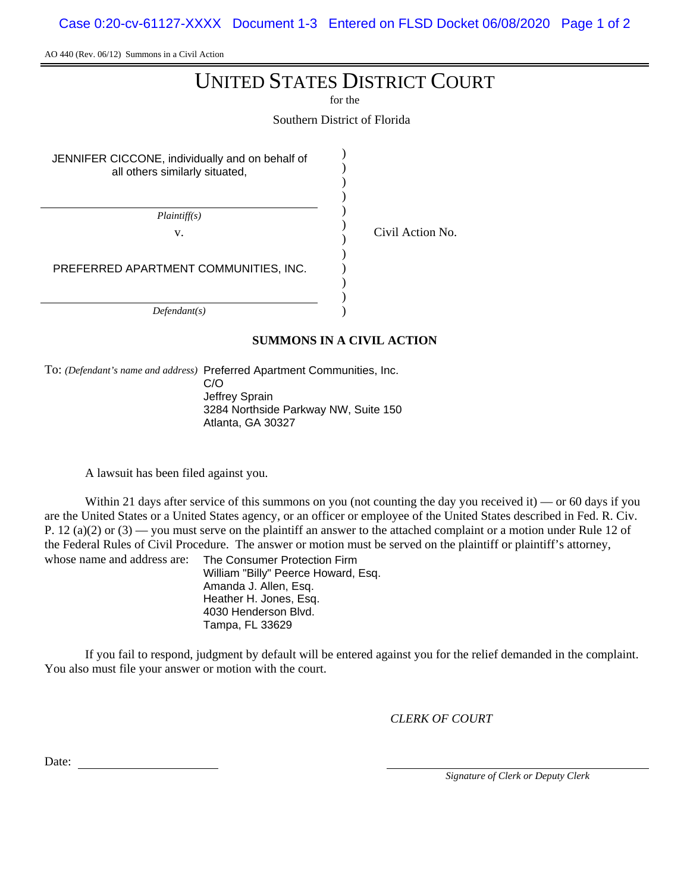AO 440 (Rev. 06/12) Summons in a Civil Action

# UNITED STATES DISTRICT COURT

for the

Southern District of Florida

JENNIFER CICCONE, individually and on behalf of all others similarly situated,

*Plaintiff(s)*

v.

PREFERRED APARTMENT COMMUNITIES, INC.

*Defendant(s)*

Civil Action No.

## SUMMONS IN A CIVIL ACTION

To: *(Defendant's name and address)* Preferred Apartment Communities, Inc.
C/O
Jeffrey Sprain
3284 Northside Parkway NW, Suite 150
Atlanta, GA 30327

A lawsuit has been filed against you.

Within 21 days after service of this summons on you (not counting the day you received it) — or 60 days if you are the United States or a United States agency, or an officer or employee of the United States described in Fed. R. Civ. P. 12 (a)(2) or (3) — you must serve on the plaintiff an answer to the attached complaint or a motion under Rule 12 of the Federal Rules of Civil Procedure. The answer or motion must be served on the plaintiff or plaintiff's attorney, whose name and address are:

The Consumer Protection Firm
William "Billy" Peerce Howard, Esq.
Amanda J. Allen, Esq.
Heather H. Jones, Esq.
4030 Henderson Blvd.
Tampa, FL 33629

If you fail to respond, judgment by default will be entered against you for the relief demanded in the complaint. You also must file your answer or motion with the court.

*CLERK OF COURT*

Date: ____________________

____________________
*Signature of Clerk or Deputy Clerk*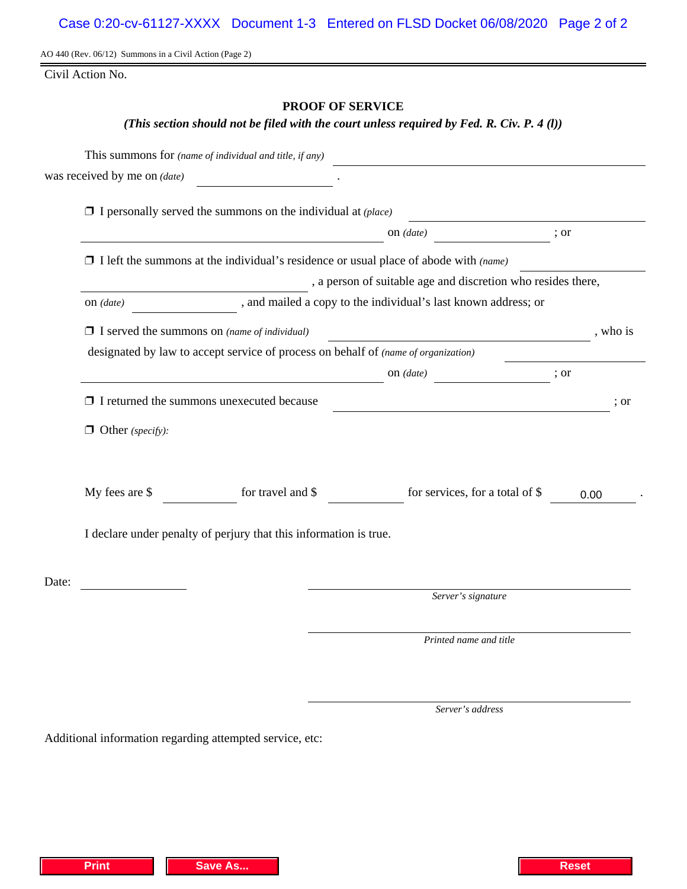AO 440 (Rev. 06/12) Summons in a Civil Action (Page 2)

Civil Action No.

## PROOF OF SERVICE

***(This section should not be filed with the court unless required by Fed. R. Civ. P. 4 (l))***

This summons for *(name of individual and title, if any)* ____________________

was received by me on *(date)* ____________ .

❒ I personally served the summons on the individual at *(place)* ____________________ on *(date)* ____________ ; or

❒ I left the summons at the individual's residence or usual place of abode with *(name)* ____________________ , a person of suitable age and discretion who resides there, on *(date)* ____________ , and mailed a copy to the individual's last known address; or

❒ I served the summons on *(name of individual)* ____________________ , who is designated by law to accept service of process on behalf of *(name of organization)* ____________________ on *(date)* ____________ ; or

❒ I returned the summons unexecuted because ____________________ ; or

❒ Other *(specify)*:

My fees are $ ________ for travel and $ ________ for services, for a total of $ 0.00 .

I declare under penalty of perjury that this information is true.

Date: ____________

____________________
*Server's signature*

____________________
*Printed name and title*

____________________
*Server's address*

Additional information regarding attempted service, etc:

Print | Save As... | Reset